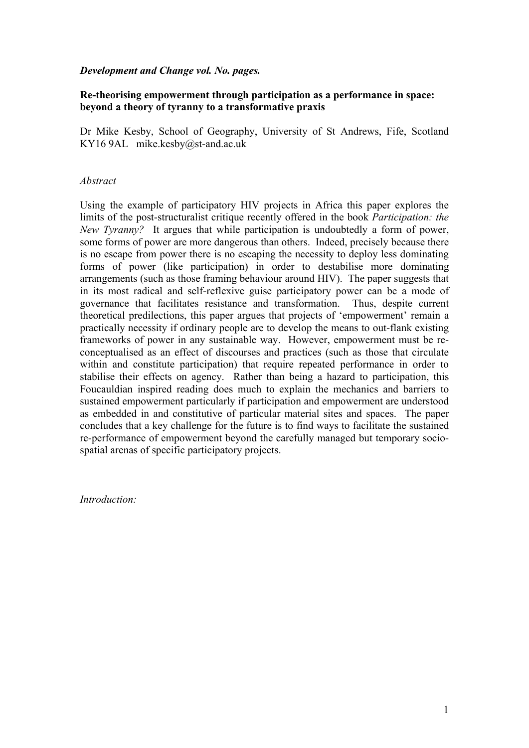*Development and Change vol. No. pages.*

**Re-theorising empowerment through participation as a performance in space: beyond a theory of tyranny to a transformative praxis**

Dr Mike Kesby, School of Geography, University of St Andrews, Fife, Scotland KY16 9AL mike.kesby@st-and.ac.uk

*Abstract*

Using the example of participatory HIV projects in Africa this paper explores the limits of the post-structuralist critique recently offered in the book *Participation: the New Tyranny?* It argues that while participation is undoubtedly a form of power, some forms of power are more dangerous than others. Indeed, precisely because there is no escape from power there is no escaping the necessity to deploy less dominating forms of power (like participation) in order to destabilise more dominating arrangements (such as those framing behaviour around HIV). The paper suggests that in its most radical and self-reflexive guise participatory power can be a mode of governance that facilitates resistance and transformation. Thus, despite current theoretical predilections, this paper argues that projects of 'empowerment' remain a practically necessity if ordinary people are to develop the means to out-flank existing frameworks of power in any sustainable way. However, empowerment must be re-conceptualised as an effect of discourses and practices (such as those that circulate within and constitute participation) that require repeated performance in order to stabilise their effects on agency. Rather than being a hazard to participation, this Foucauldian inspired reading does much to explain the mechanics and barriers to sustained empowerment particularly if participation and empowerment are understood as embedded in and constitutive of particular material sites and spaces. The paper concludes that a key challenge for the future is to find ways to facilitate the sustained re-performance of empowerment beyond the carefully managed but temporary socio-spatial arenas of specific participatory projects.

*Introduction:*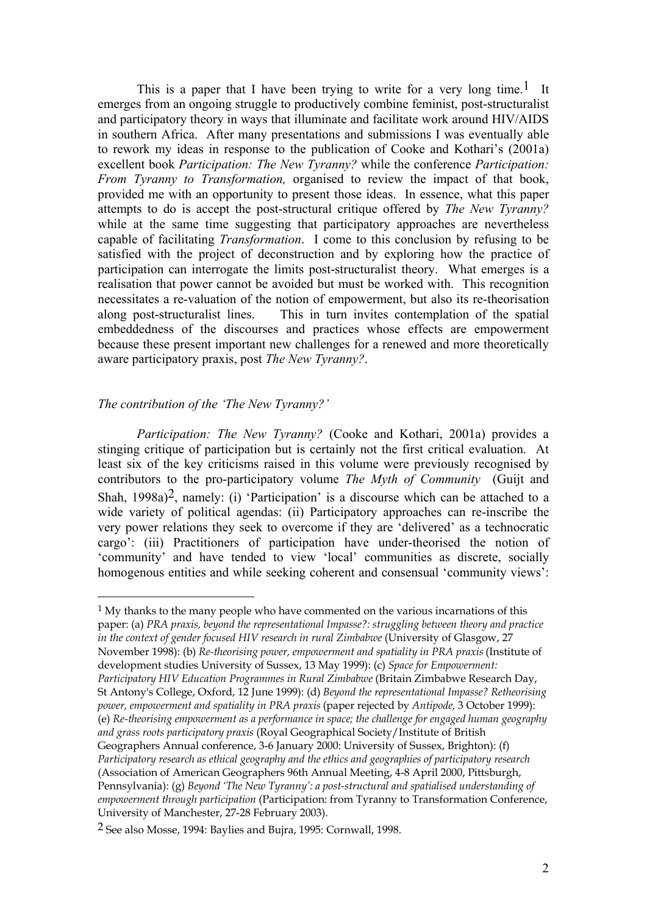This is a paper that I have been trying to write for a very long time.[1] It emerges from an ongoing struggle to productively combine feminist, post-structuralist and participatory theory in ways that illuminate and facilitate work around HIV/AIDS in southern Africa. After many presentations and submissions I was eventually able to rework my ideas in response to the publication of Cooke and Kothari's (2001a) excellent book *Participation: The New Tyranny?* while the conference *Participation: From Tyranny to Transformation,* organised to review the impact of that book, provided me with an opportunity to present those ideas. In essence, what this paper attempts to do is accept the post-structural critique offered by *The New Tyranny?* while at the same time suggesting that participatory approaches are nevertheless capable of facilitating *Transformation*. I come to this conclusion by refusing to be satisfied with the project of deconstruction and by exploring how the practice of participation can interrogate the limits post-structuralist theory. What emerges is a realisation that power cannot be avoided but must be worked with. This recognition necessitates a re-valuation of the notion of empowerment, but also its re-theorisation along post-structuralist lines. This in turn invites contemplation of the spatial embeddedness of the discourses and practices whose effects are empowerment because these present important new challenges for a renewed and more theoretically aware participatory praxis, post *The New Tyranny?*.

*The contribution of the 'The New Tyranny?'*

*Participation: The New Tyranny?* (Cooke and Kothari, 2001a) provides a stinging critique of participation but is certainly not the first critical evaluation. At least six of the key criticisms raised in this volume were previously recognised by contributors to the pro-participatory volume *The Myth of Community* (Guijt and Shah, 1998a)[2], namely: (i) 'Participation' is a discourse which can be attached to a wide variety of political agendas: (ii) Participatory approaches can re-inscribe the very power relations they seek to overcome if they are 'delivered' as a technocratic cargo': (iii) Practitioners of participation have under-theorised the notion of 'community' and have tended to view 'local' communities as discrete, socially homogenous entities and while seeking coherent and consensual 'community views':

[1] My thanks to the many people who have commented on the various incarnations of this paper: (a) *PRA praxis, beyond the representational Impasse?: struggling between theory and practice in the context of gender focused HIV research in rural Zimbabwe* (University of Glasgow, 27 November 1998): (b) *Re-theorising power, empowerment and spatiality in PRA praxis* (Institute of development studies University of Sussex, 13 May 1999): (c) *Space for Empowerment: Participatory HIV Education Programmes in Rural Zimbabwe* (Britain Zimbabwe Research Day, St Antony's College, Oxford, 12 June 1999): (d) *Beyond the representational Impasse? Retheorising power, empowerment and spatiality in PRA praxis* (paper rejected by *Antipode,* 3 October 1999): (e) *Re-theorising empowerment as a performance in space; the challenge for engaged human geography and grass roots participatory praxis* (Royal Geographical Society/Institute of British Geographers Annual conference, 3-6 January 2000: University of Sussex, Brighton): (f) *Participatory research as ethical geography and the ethics and geographies of participatory research* (Association of American Geographers 96th Annual Meeting, 4-8 April 2000, Pittsburgh, Pennsylvania): (g) *Beyond 'The New Tyranny': a post-structural and spatialised understanding of empowerment through participation* (Participation: from Tyranny to Transformation Conference, University of Manchester, 27-28 February 2003).

[2] See also Mosse, 1994: Baylies and Bujra, 1995: Cornwall, 1998.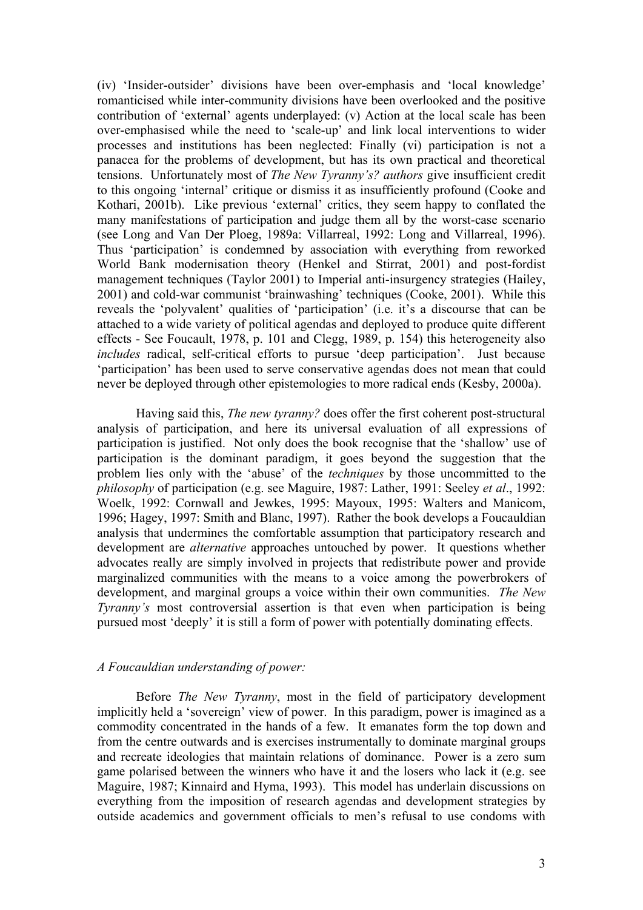(iv) 'Insider-outsider' divisions have been over-emphasis and 'local knowledge' romanticised while inter-community divisions have been overlooked and the positive contribution of 'external' agents underplayed: (v) Action at the local scale has been over-emphasised while the need to 'scale-up' and link local interventions to wider processes and institutions has been neglected: Finally (vi) participation is not a panacea for the problems of development, but has its own practical and theoretical tensions. Unfortunately most of *The New Tyranny's? authors* give insufficient credit to this ongoing 'internal' critique or dismiss it as insufficiently profound (Cooke and Kothari, 2001b). Like previous 'external' critics, they seem happy to conflated the many manifestations of participation and judge them all by the worst-case scenario (see Long and Van Der Ploeg, 1989a: Villarreal, 1992: Long and Villarreal, 1996). Thus 'participation' is condemned by association with everything from reworked World Bank modernisation theory (Henkel and Stirrat, 2001) and post-fordist management techniques (Taylor 2001) to Imperial anti-insurgency strategies (Hailey, 2001) and cold-war communist 'brainwashing' techniques (Cooke, 2001). While this reveals the 'polyvalent' qualities of 'participation' (i.e. it's a discourse that can be attached to a wide variety of political agendas and deployed to produce quite different effects - See Foucault, 1978, p. 101 and Clegg, 1989, p. 154) this heterogeneity also *includes* radical, self-critical efforts to pursue 'deep participation'. Just because 'participation' has been used to serve conservative agendas does not mean that could never be deployed through other epistemologies to more radical ends (Kesby, 2000a).

Having said this, *The new tyranny?* does offer the first coherent post-structural analysis of participation, and here its universal evaluation of all expressions of participation is justified. Not only does the book recognise that the 'shallow' use of participation is the dominant paradigm, it goes beyond the suggestion that the problem lies only with the 'abuse' of the *techniques* by those uncommitted to the *philosophy* of participation (e.g. see Maguire, 1987: Lather, 1991: Seeley *et al*., 1992: Woelk, 1992: Cornwall and Jewkes, 1995: Mayoux, 1995: Walters and Manicom, 1996; Hagey, 1997: Smith and Blanc, 1997). Rather the book develops a Foucauldian analysis that undermines the comfortable assumption that participatory research and development are *alternative* approaches untouched by power. It questions whether advocates really are simply involved in projects that redistribute power and provide marginalized communities with the means to a voice among the powerbrokers of development, and marginal groups a voice within their own communities. *The New Tyranny's* most controversial assertion is that even when participation is being pursued most 'deeply' it is still a form of power with potentially dominating effects.

### *A Foucauldian understanding of power:*

Before *The New Tyranny*, most in the field of participatory development implicitly held a 'sovereign' view of power. In this paradigm, power is imagined as a commodity concentrated in the hands of a few. It emanates form the top down and from the centre outwards and is exercises instrumentally to dominate marginal groups and recreate ideologies that maintain relations of dominance. Power is a zero sum game polarised between the winners who have it and the losers who lack it (e.g. see Maguire, 1987; Kinnaird and Hyma, 1993). This model has underlain discussions on everything from the imposition of research agendas and development strategies by outside academics and government officials to men's refusal to use condoms with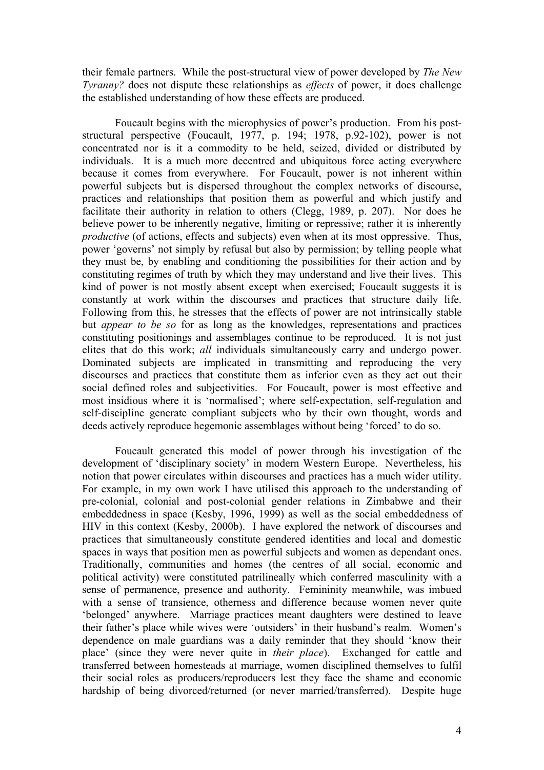their female partners. While the post-structural view of power developed by *The New Tyranny?* does not dispute these relationships as *effects* of power, it does challenge the established understanding of how these effects are produced.

Foucault begins with the microphysics of power's production. From his post-structural perspective (Foucault, 1977, p. 194; 1978, p.92-102), power is not concentrated nor is it a commodity to be held, seized, divided or distributed by individuals. It is a much more decentred and ubiquitous force acting everywhere because it comes from everywhere. For Foucault, power is not inherent within powerful subjects but is dispersed throughout the complex networks of discourse, practices and relationships that position them as powerful and which justify and facilitate their authority in relation to others (Clegg, 1989, p. 207). Nor does he believe power to be inherently negative, limiting or repressive; rather it is inherently *productive* (of actions, effects and subjects) even when at its most oppressive. Thus, power 'governs' not simply by refusal but also by permission; by telling people what they must be, by enabling and conditioning the possibilities for their action and by constituting regimes of truth by which they may understand and live their lives. This kind of power is not mostly absent except when exercised; Foucault suggests it is constantly at work within the discourses and practices that structure daily life. Following from this, he stresses that the effects of power are not intrinsically stable but *appear to be so* for as long as the knowledges, representations and practices constituting positionings and assemblages continue to be reproduced. It is not just elites that do this work; *all* individuals simultaneously carry and undergo power. Dominated subjects are implicated in transmitting and reproducing the very discourses and practices that constitute them as inferior even as they act out their social defined roles and subjectivities. For Foucault, power is most effective and most insidious where it is 'normalised'; where self-expectation, self-regulation and self-discipline generate compliant subjects who by their own thought, words and deeds actively reproduce hegemonic assemblages without being 'forced' to do so.

Foucault generated this model of power through his investigation of the development of 'disciplinary society' in modern Western Europe. Nevertheless, his notion that power circulates within discourses and practices has a much wider utility. For example, in my own work I have utilised this approach to the understanding of pre-colonial, colonial and post-colonial gender relations in Zimbabwe and their embeddedness in space (Kesby, 1996, 1999) as well as the social embeddedness of HIV in this context (Kesby, 2000b). I have explored the network of discourses and practices that simultaneously constitute gendered identities and local and domestic spaces in ways that position men as powerful subjects and women as dependant ones. Traditionally, communities and homes (the centres of all social, economic and political activity) were constituted patrilineally which conferred masculinity with a sense of permanence, presence and authority. Femininity meanwhile, was imbued with a sense of transience, otherness and difference because women never quite 'belonged' anywhere. Marriage practices meant daughters were destined to leave their father's place while wives were 'outsiders' in their husband's realm. Women's dependence on male guardians was a daily reminder that they should 'know their place' (since they were never quite in *their place*). Exchanged for cattle and transferred between homesteads at marriage, women disciplined themselves to fulfil their social roles as producers/reproducers lest they face the shame and economic hardship of being divorced/returned (or never married/transferred). Despite huge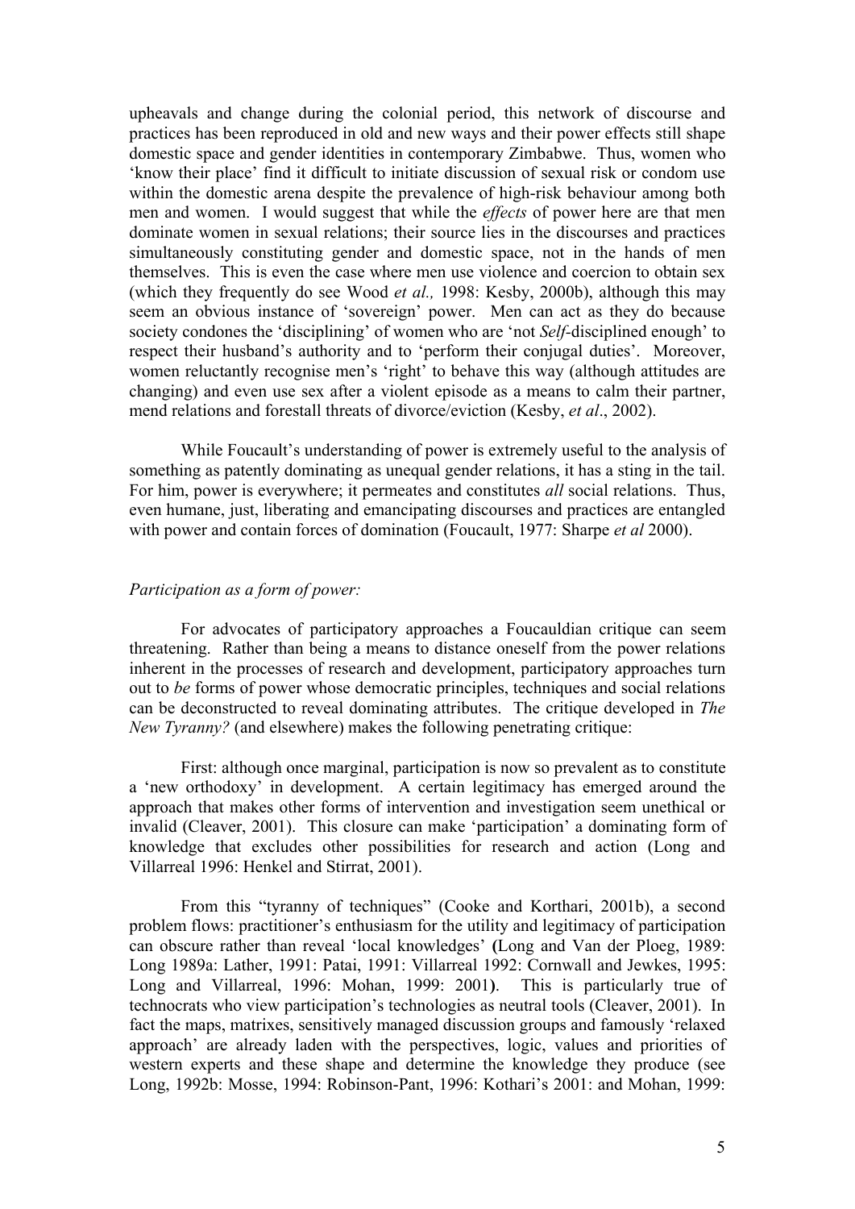upheavals and change during the colonial period, this network of discourse and practices has been reproduced in old and new ways and their power effects still shape domestic space and gender identities in contemporary Zimbabwe. Thus, women who 'know their place' find it difficult to initiate discussion of sexual risk or condom use within the domestic arena despite the prevalence of high-risk behaviour among both men and women. I would suggest that while the *effects* of power here are that men dominate women in sexual relations; their source lies in the discourses and practices simultaneously constituting gender and domestic space, not in the hands of men themselves. This is even the case where men use violence and coercion to obtain sex (which they frequently do see Wood *et al.,* 1998: Kesby, 2000b), although this may seem an obvious instance of 'sovereign' power. Men can act as they do because society condones the 'disciplining' of women who are 'not *Self*-disciplined enough' to respect their husband's authority and to 'perform their conjugal duties'. Moreover, women reluctantly recognise men's 'right' to behave this way (although attitudes are changing) and even use sex after a violent episode as a means to calm their partner, mend relations and forestall threats of divorce/eviction (Kesby, *et al*., 2002).

While Foucault's understanding of power is extremely useful to the analysis of something as patently dominating as unequal gender relations, it has a sting in the tail. For him, power is everywhere; it permeates and constitutes *all* social relations. Thus, even humane, just, liberating and emancipating discourses and practices are entangled with power and contain forces of domination (Foucault, 1977: Sharpe *et al* 2000).

*Participation as a form of power:*

For advocates of participatory approaches a Foucauldian critique can seem threatening. Rather than being a means to distance oneself from the power relations inherent in the processes of research and development, participatory approaches turn out to *be* forms of power whose democratic principles, techniques and social relations can be deconstructed to reveal dominating attributes. The critique developed in *The New Tyranny?* (and elsewhere) makes the following penetrating critique:

First: although once marginal, participation is now so prevalent as to constitute a 'new orthodoxy' in development. A certain legitimacy has emerged around the approach that makes other forms of intervention and investigation seem unethical or invalid (Cleaver, 2001). This closure can make 'participation' a dominating form of knowledge that excludes other possibilities for research and action (Long and Villarreal 1996: Henkel and Stirrat, 2001).

From this "tyranny of techniques" (Cooke and Korthari, 2001b), a second problem flows: practitioner's enthusiasm for the utility and legitimacy of participation can obscure rather than reveal 'local knowledges' **(**Long and Van der Ploeg, 1989: Long 1989a: Lather, 1991: Patai, 1991: Villarreal 1992: Cornwall and Jewkes, 1995: Long and Villarreal, 1996: Mohan, 1999: 2001**)**. This is particularly true of technocrats who view participation's technologies as neutral tools (Cleaver, 2001). In fact the maps, matrixes, sensitively managed discussion groups and famously 'relaxed approach' are already laden with the perspectives, logic, values and priorities of western experts and these shape and determine the knowledge they produce (see Long, 1992b: Mosse, 1994: Robinson-Pant, 1996: Kothari's 2001: and Mohan, 1999: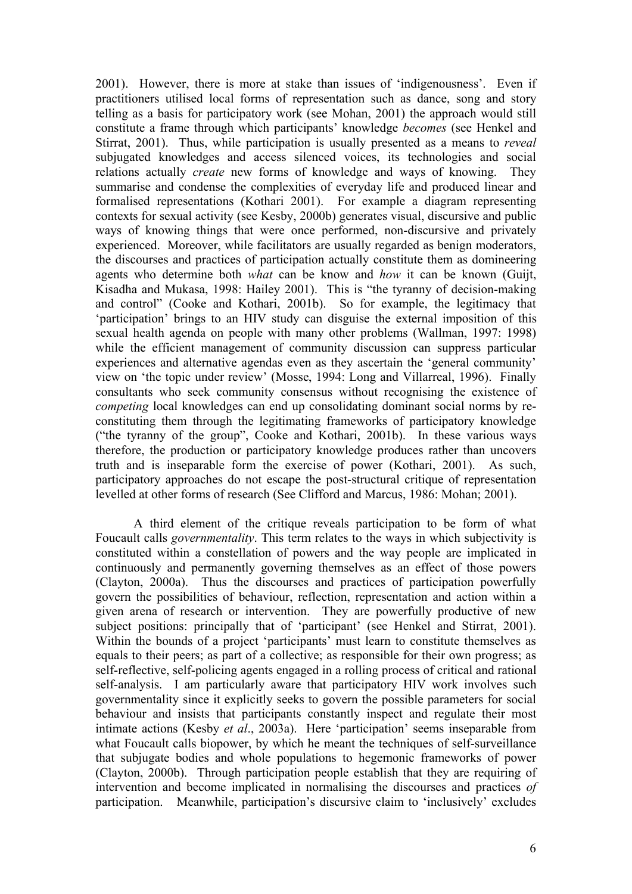2001). However, there is more at stake than issues of 'indigenousness'. Even if practitioners utilised local forms of representation such as dance, song and story telling as a basis for participatory work (see Mohan, 2001) the approach would still constitute a frame through which participants' knowledge *becomes* (see Henkel and Stirrat, 2001). Thus, while participation is usually presented as a means to *reveal* subjugated knowledges and access silenced voices, its technologies and social relations actually *create* new forms of knowledge and ways of knowing. They summarise and condense the complexities of everyday life and produced linear and formalised representations (Kothari 2001). For example a diagram representing contexts for sexual activity (see Kesby, 2000b) generates visual, discursive and public ways of knowing things that were once performed, non-discursive and privately experienced. Moreover, while facilitators are usually regarded as benign moderators, the discourses and practices of participation actually constitute them as domineering agents who determine both *what* can be know and *how* it can be known (Guijt, Kisadha and Mukasa, 1998: Hailey 2001). This is "the tyranny of decision-making and control" (Cooke and Kothari, 2001b). So for example, the legitimacy that 'participation' brings to an HIV study can disguise the external imposition of this sexual health agenda on people with many other problems (Wallman, 1997: 1998) while the efficient management of community discussion can suppress particular experiences and alternative agendas even as they ascertain the 'general community' view on 'the topic under review' (Mosse, 1994: Long and Villarreal, 1996). Finally consultants who seek community consensus without recognising the existence of *competing* local knowledges can end up consolidating dominant social norms by re-constituting them through the legitimating frameworks of participatory knowledge ("the tyranny of the group", Cooke and Kothari, 2001b). In these various ways therefore, the production or participatory knowledge produces rather than uncovers truth and is inseparable form the exercise of power (Kothari, 2001). As such, participatory approaches do not escape the post-structural critique of representation levelled at other forms of research (See Clifford and Marcus, 1986: Mohan; 2001).

A third element of the critique reveals participation to be form of what Foucault calls *governmentality*. This term relates to the ways in which subjectivity is constituted within a constellation of powers and the way people are implicated in continuously and permanently governing themselves as an effect of those powers (Clayton, 2000a). Thus the discourses and practices of participation powerfully govern the possibilities of behaviour, reflection, representation and action within a given arena of research or intervention. They are powerfully productive of new subject positions: principally that of 'participant' (see Henkel and Stirrat, 2001). Within the bounds of a project 'participants' must learn to constitute themselves as equals to their peers; as part of a collective; as responsible for their own progress; as self-reflective, self-policing agents engaged in a rolling process of critical and rational self-analysis. I am particularly aware that participatory HIV work involves such governmentality since it explicitly seeks to govern the possible parameters for social behaviour and insists that participants constantly inspect and regulate their most intimate actions (Kesby *et al*., 2003a). Here 'participation' seems inseparable from what Foucault calls biopower, by which he meant the techniques of self-surveillance that subjugate bodies and whole populations to hegemonic frameworks of power (Clayton, 2000b). Through participation people establish that they are requiring of intervention and become implicated in normalising the discourses and practices *of* participation. Meanwhile, participation's discursive claim to 'inclusively' excludes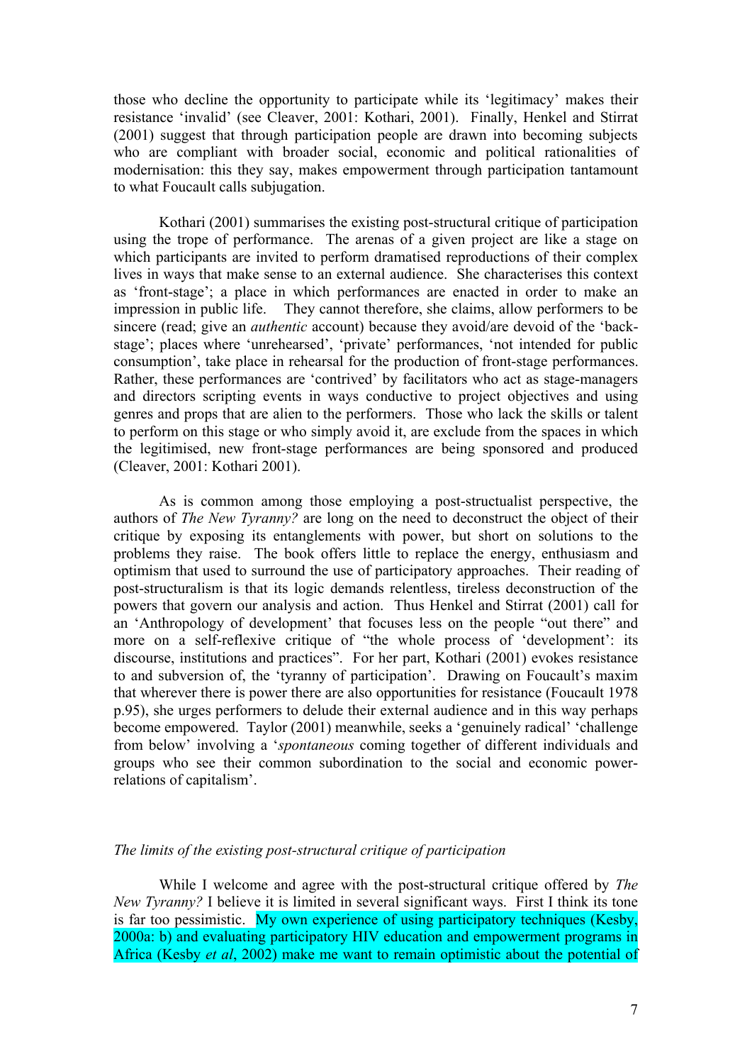those who decline the opportunity to participate while its 'legitimacy' makes their resistance 'invalid' (see Cleaver, 2001: Kothari, 2001). Finally, Henkel and Stirrat (2001) suggest that through participation people are drawn into becoming subjects who are compliant with broader social, economic and political rationalities of modernisation: this they say, makes empowerment through participation tantamount to what Foucault calls subjugation.

Kothari (2001) summarises the existing post-structural critique of participation using the trope of performance. The arenas of a given project are like a stage on which participants are invited to perform dramatised reproductions of their complex lives in ways that make sense to an external audience. She characterises this context as 'front-stage'; a place in which performances are enacted in order to make an impression in public life. They cannot therefore, she claims, allow performers to be sincere (read; give an *authentic* account) because they avoid/are devoid of the 'back-stage'; places where 'unrehearsed', 'private' performances, 'not intended for public consumption', take place in rehearsal for the production of front-stage performances. Rather, these performances are 'contrived' by facilitators who act as stage-managers and directors scripting events in ways conductive to project objectives and using genres and props that are alien to the performers. Those who lack the skills or talent to perform on this stage or who simply avoid it, are exclude from the spaces in which the legitimised, new front-stage performances are being sponsored and produced (Cleaver, 2001: Kothari 2001).

As is common among those employing a post-structualist perspective, the authors of *The New Tyranny?* are long on the need to deconstruct the object of their critique by exposing its entanglements with power, but short on solutions to the problems they raise. The book offers little to replace the energy, enthusiasm and optimism that used to surround the use of participatory approaches. Their reading of post-structuralism is that its logic demands relentless, tireless deconstruction of the powers that govern our analysis and action. Thus Henkel and Stirrat (2001) call for an 'Anthropology of development' that focuses less on the people "out there" and more on a self-reflexive critique of "the whole process of 'development': its discourse, institutions and practices". For her part, Kothari (2001) evokes resistance to and subversion of, the 'tyranny of participation'. Drawing on Foucault's maxim that wherever there is power there are also opportunities for resistance (Foucault 1978 p.95), she urges performers to delude their external audience and in this way perhaps become empowered. Taylor (2001) meanwhile, seeks a 'genuinely radical' 'challenge from below' involving a '*spontaneous* coming together of different individuals and groups who see their common subordination to the social and economic power-relations of capitalism'.

*The limits of the existing post-structural critique of participation*

While I welcome and agree with the post-structural critique offered by *The New Tyranny?* I believe it is limited in several significant ways. First I think its tone is far too pessimistic. My own experience of using participatory techniques (Kesby, 2000a: b) and evaluating participatory HIV education and empowerment programs in Africa (Kesby *et al*, 2002) make me want to remain optimistic about the potential of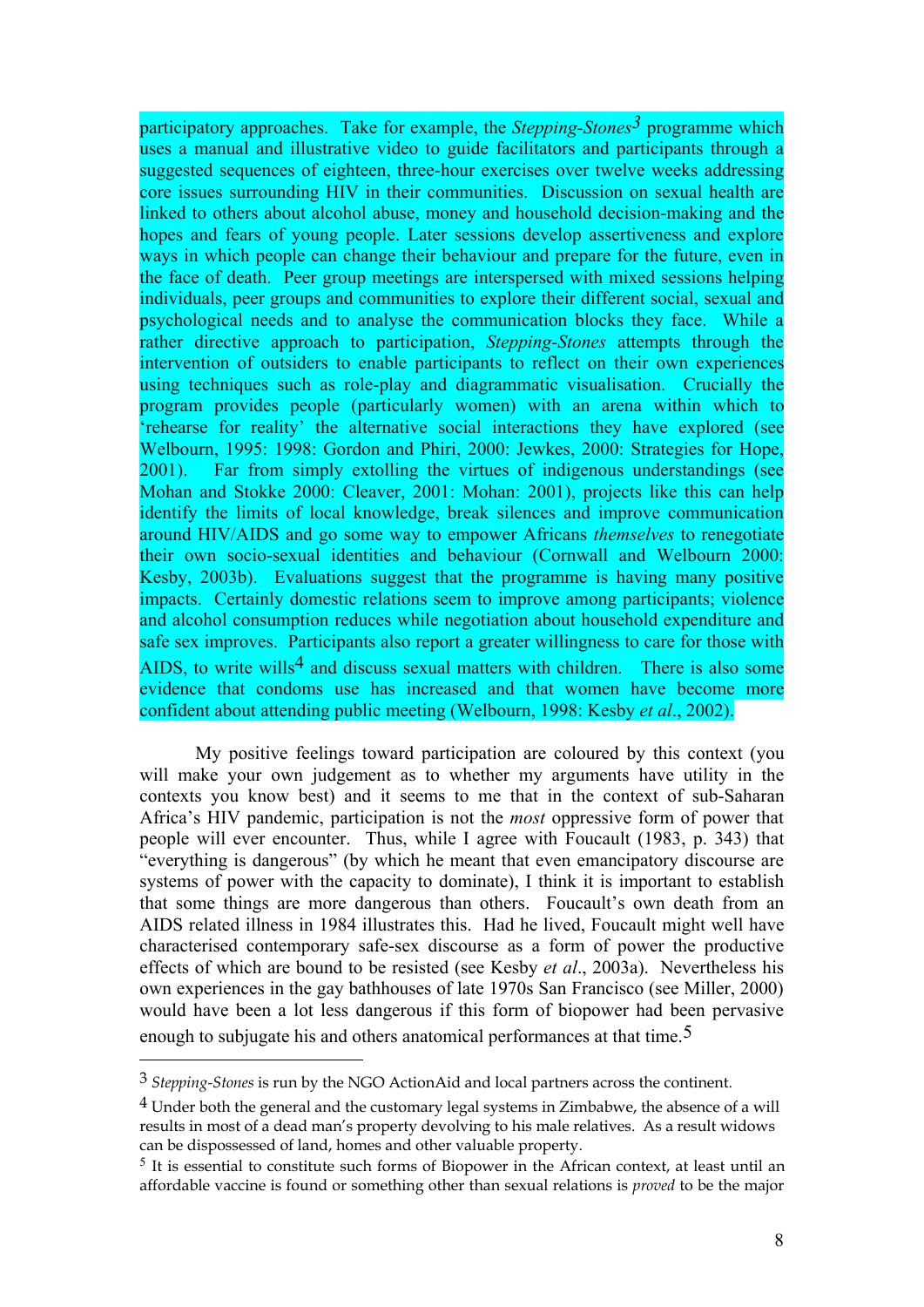participatory approaches. Take for example, the *Stepping-Stones*[3] programme which uses a manual and illustrative video to guide facilitators and participants through a suggested sequences of eighteen, three-hour exercises over twelve weeks addressing core issues surrounding HIV in their communities. Discussion on sexual health are linked to others about alcohol abuse, money and household decision-making and the hopes and fears of young people. Later sessions develop assertiveness and explore ways in which people can change their behaviour and prepare for the future, even in the face of death. Peer group meetings are interspersed with mixed sessions helping individuals, peer groups and communities to explore their different social, sexual and psychological needs and to analyse the communication blocks they face. While a rather directive approach to participation, *Stepping-Stones* attempts through the intervention of outsiders to enable participants to reflect on their own experiences using techniques such as role-play and diagrammatic visualisation. Crucially the program provides people (particularly women) with an arena within which to 'rehearse for reality' the alternative social interactions they have explored (see Welbourn, 1995: 1998: Gordon and Phiri, 2000: Jewkes, 2000: Strategies for Hope, 2001). Far from simply extolling the virtues of indigenous understandings (see Mohan and Stokke 2000: Cleaver, 2001: Mohan: 2001), projects like this can help identify the limits of local knowledge, break silences and improve communication around HIV/AIDS and go some way to empower Africans *themselves* to renegotiate their own socio-sexual identities and behaviour (Cornwall and Welbourn 2000: Kesby, 2003b). Evaluations suggest that the programme is having many positive impacts. Certainly domestic relations seem to improve among participants; violence and alcohol consumption reduces while negotiation about household expenditure and safe sex improves. Participants also report a greater willingness to care for those with AIDS, to write wills[4] and discuss sexual matters with children. There is also some evidence that condoms use has increased and that women have become more confident about attending public meeting (Welbourn, 1998: Kesby *et al*., 2002).

My positive feelings toward participation are coloured by this context (you will make your own judgement as to whether my arguments have utility in the contexts you know best) and it seems to me that in the context of sub-Saharan Africa's HIV pandemic, participation is not the *most* oppressive form of power that people will ever encounter. Thus, while I agree with Foucault (1983, p. 343) that "everything is dangerous" (by which he meant that even emancipatory discourse are systems of power with the capacity to dominate), I think it is important to establish that some things are more dangerous than others. Foucault's own death from an AIDS related illness in 1984 illustrates this. Had he lived, Foucault might well have characterised contemporary safe-sex discourse as a form of power the productive effects of which are bound to be resisted (see Kesby *et al*., 2003a). Nevertheless his own experiences in the gay bathhouses of late 1970s San Francisco (see Miller, 2000) would have been a lot less dangerous if this form of biopower had been pervasive enough to subjugate his and others anatomical performances at that time.[5]

---

[3] *Stepping-Stones* is run by the NGO ActionAid and local partners across the continent.

[4] Under both the general and the customary legal systems in Zimbabwe, the absence of a will results in most of a dead man's property devolving to his male relatives. As a result widows can be dispossessed of land, homes and other valuable property.

[5] It is essential to constitute such forms of Biopower in the African context, at least until an affordable vaccine is found or something other than sexual relations is *proved* to be the major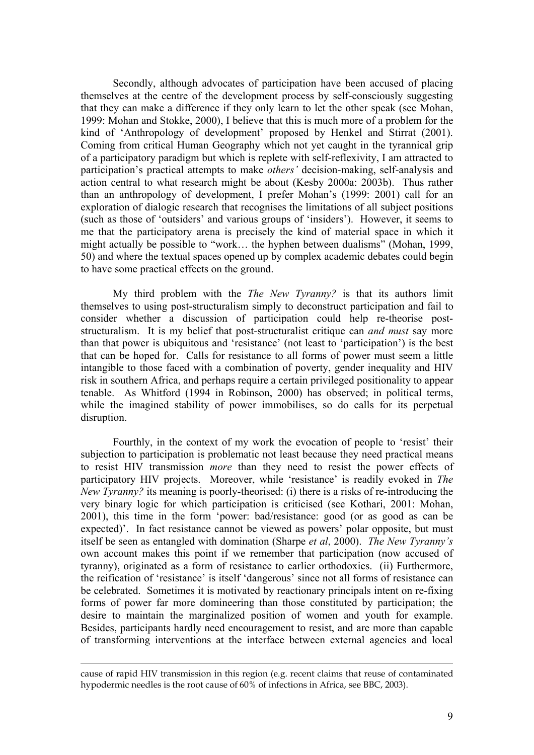Secondly, although advocates of participation have been accused of placing themselves at the centre of the development process by self-consciously suggesting that they can make a difference if they only learn to let the other speak (see Mohan, 1999: Mohan and Stokke, 2000), I believe that this is much more of a problem for the kind of 'Anthropology of development' proposed by Henkel and Stirrat (2001). Coming from critical Human Geography which not yet caught in the tyrannical grip of a participatory paradigm but which is replete with self-reflexivity, I am attracted to participation's practical attempts to make *others'* decision-making, self-analysis and action central to what research might be about (Kesby 2000a: 2003b). Thus rather than an anthropology of development, I prefer Mohan's (1999: 2001) call for an exploration of dialogic research that recognises the limitations of all subject positions (such as those of 'outsiders' and various groups of 'insiders'). However, it seems to me that the participatory arena is precisely the kind of material space in which it might actually be possible to "work… the hyphen between dualisms" (Mohan, 1999, 50) and where the textual spaces opened up by complex academic debates could begin to have some practical effects on the ground.

My third problem with the *The New Tyranny?* is that its authors limit themselves to using post-structuralism simply to deconstruct participation and fail to consider whether a discussion of participation could help re-theorise post-structuralism. It is my belief that post-structuralist critique can *and must* say more than that power is ubiquitous and 'resistance' (not least to 'participation') is the best that can be hoped for. Calls for resistance to all forms of power must seem a little intangible to those faced with a combination of poverty, gender inequality and HIV risk in southern Africa, and perhaps require a certain privileged positionality to appear tenable. As Whitford (1994 in Robinson, 2000) has observed; in political terms, while the imagined stability of power immobilises, so do calls for its perpetual disruption.

Fourthly, in the context of my work the evocation of people to 'resist' their subjection to participation is problematic not least because they need practical means to resist HIV transmission *more* than they need to resist the power effects of participatory HIV projects. Moreover, while 'resistance' is readily evoked in *The New Tyranny?* its meaning is poorly-theorised: (i) there is a risks of re-introducing the very binary logic for which participation is criticised (see Kothari, 2001: Mohan, 2001), this time in the form 'power: bad/resistance: good (or as good as can be expected)'. In fact resistance cannot be viewed as powers' polar opposite, but must itself be seen as entangled with domination (Sharpe *et al*, 2000). *The New Tyranny's* own account makes this point if we remember that participation (now accused of tyranny), originated as a form of resistance to earlier orthodoxies. (ii) Furthermore, the reification of 'resistance' is itself 'dangerous' since not all forms of resistance can be celebrated. Sometimes it is motivated by reactionary principals intent on re-fixing forms of power far more domineering than those constituted by participation; the desire to maintain the marginalized position of women and youth for example. Besides, participants hardly need encouragement to resist, and are more than capable of transforming interventions at the interface between external agencies and local

---

cause of rapid HIV transmission in this region (e.g. recent claims that reuse of contaminated hypodermic needles is the root cause of 60% of infections in Africa, see BBC, 2003).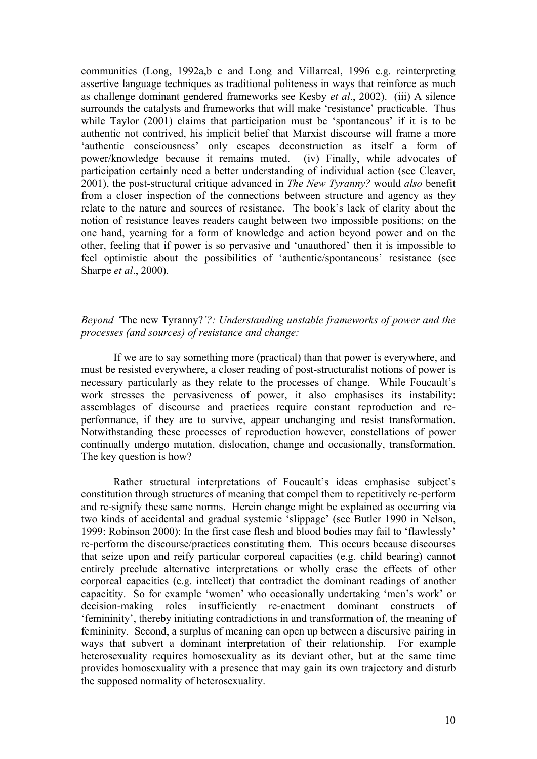communities (Long, 1992a,b c and Long and Villarreal, 1996 e.g. reinterpreting assertive language techniques as traditional politeness in ways that reinforce as much as challenge dominant gendered frameworks see Kesby *et al*., 2002). (iii) A silence surrounds the catalysts and frameworks that will make 'resistance' practicable. Thus while Taylor (2001) claims that participation must be 'spontaneous' if it is to be authentic not contrived, his implicit belief that Marxist discourse will frame a more 'authentic consciousness' only escapes deconstruction as itself a form of power/knowledge because it remains muted. (iv) Finally, while advocates of participation certainly need a better understanding of individual action (see Cleaver, 2001), the post-structural critique advanced in *The New Tyranny?* would *also* benefit from a closer inspection of the connections between structure and agency as they relate to the nature and sources of resistance. The book's lack of clarity about the notion of resistance leaves readers caught between two impossible positions; on the one hand, yearning for a form of knowledge and action beyond power and on the other, feeling that if power is so pervasive and 'unauthored' then it is impossible to feel optimistic about the possibilities of 'authentic/spontaneous' resistance (see Sharpe *et al*., 2000).

*Beyond '*The new Tyranny?*'?: Understanding unstable frameworks of power and the processes (and sources) of resistance and change:*

If we are to say something more (practical) than that power is everywhere, and must be resisted everywhere, a closer reading of post-structuralist notions of power is necessary particularly as they relate to the processes of change. While Foucault's work stresses the pervasiveness of power, it also emphasises its instability: assemblages of discourse and practices require constant reproduction and re-performance, if they are to survive, appear unchanging and resist transformation. Notwithstanding these processes of reproduction however, constellations of power continually undergo mutation, dislocation, change and occasionally, transformation. The key question is how?

Rather structural interpretations of Foucault's ideas emphasise subject's constitution through structures of meaning that compel them to repetitively re-perform and re-signify these same norms. Herein change might be explained as occurring via two kinds of accidental and gradual systemic 'slippage' (see Butler 1990 in Nelson, 1999: Robinson 2000): In the first case flesh and blood bodies may fail to 'flawlessly' re-perform the discourse/practices constituting them. This occurs because discourses that seize upon and reify particular corporeal capacities (e.g. child bearing) cannot entirely preclude alternative interpretations or wholly erase the effects of other corporeal capacities (e.g. intellect) that contradict the dominant readings of another capacity. So for example 'women' who occasionally undertaking 'men's work' or decision-making roles insufficiently re-enactment dominant constructs of 'femininity', thereby initiating contradictions in and transformation of, the meaning of femininity. Second, a surplus of meaning can open up between a discursive pairing in ways that subvert a dominant interpretation of their relationship. For example heterosexuality requires homosexuality as its deviant other, but at the same time provides homosexuality with a presence that may gain its own trajectory and disturb the supposed normality of heterosexuality.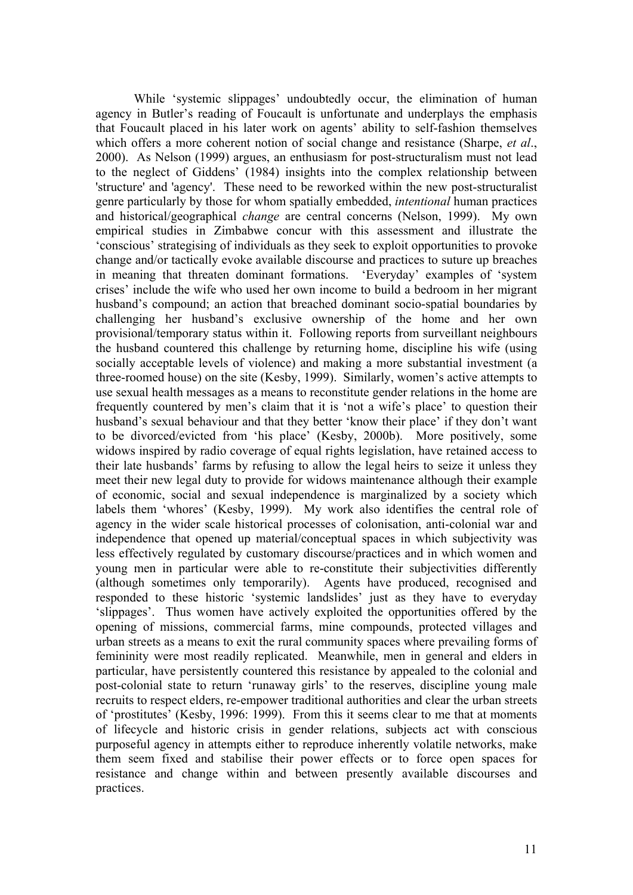While 'systemic slippages' undoubtedly occur, the elimination of human agency in Butler's reading of Foucault is unfortunate and underplays the emphasis that Foucault placed in his later work on agents' ability to self-fashion themselves which offers a more coherent notion of social change and resistance (Sharpe, *et al*., 2000). As Nelson (1999) argues, an enthusiasm for post-structuralism must not lead to the neglect of Giddens' (1984) insights into the complex relationship between 'structure' and 'agency'. These need to be reworked within the new post-structuralist genre particularly by those for whom spatially embedded, *intentional* human practices and historical/geographical *change* are central concerns (Nelson, 1999). My own empirical studies in Zimbabwe concur with this assessment and illustrate the 'conscious' strategising of individuals as they seek to exploit opportunities to provoke change and/or tactically evoke available discourse and practices to suture up breaches in meaning that threaten dominant formations. 'Everyday' examples of 'system crises' include the wife who used her own income to build a bedroom in her migrant husband's compound; an action that breached dominant socio-spatial boundaries by challenging her husband's exclusive ownership of the home and her own provisional/temporary status within it. Following reports from surveillant neighbours the husband countered this challenge by returning home, discipline his wife (using socially acceptable levels of violence) and making a more substantial investment (a three-roomed house) on the site (Kesby, 1999). Similarly, women's active attempts to use sexual health messages as a means to reconstitute gender relations in the home are frequently countered by men's claim that it is 'not a wife's place' to question their husband's sexual behaviour and that they better 'know their place' if they don't want to be divorced/evicted from 'his place' (Kesby, 2000b). More positively, some widows inspired by radio coverage of equal rights legislation, have retained access to their late husbands' farms by refusing to allow the legal heirs to seize it unless they meet their new legal duty to provide for widows maintenance although their example of economic, social and sexual independence is marginalized by a society which labels them 'whores' (Kesby, 1999). My work also identifies the central role of agency in the wider scale historical processes of colonisation, anti-colonial war and independence that opened up material/conceptual spaces in which subjectivity was less effectively regulated by customary discourse/practices and in which women and young men in particular were able to re-constitute their subjectivities differently (although sometimes only temporarily). Agents have produced, recognised and responded to these historic 'systemic landslides' just as they have to everyday 'slippages'. Thus women have actively exploited the opportunities offered by the opening of missions, commercial farms, mine compounds, protected villages and urban streets as a means to exit the rural community spaces where prevailing forms of femininity were most readily replicated. Meanwhile, men in general and elders in particular, have persistently countered this resistance by appealed to the colonial and post-colonial state to return 'runaway girls' to the reserves, discipline young male recruits to respect elders, re-empower traditional authorities and clear the urban streets of 'prostitutes' (Kesby, 1996: 1999). From this it seems clear to me that at moments of lifecycle and historic crisis in gender relations, subjects act with conscious purposeful agency in attempts either to reproduce inherently volatile networks, make them seem fixed and stabilise their power effects or to force open spaces for resistance and change within and between presently available discourses and practices.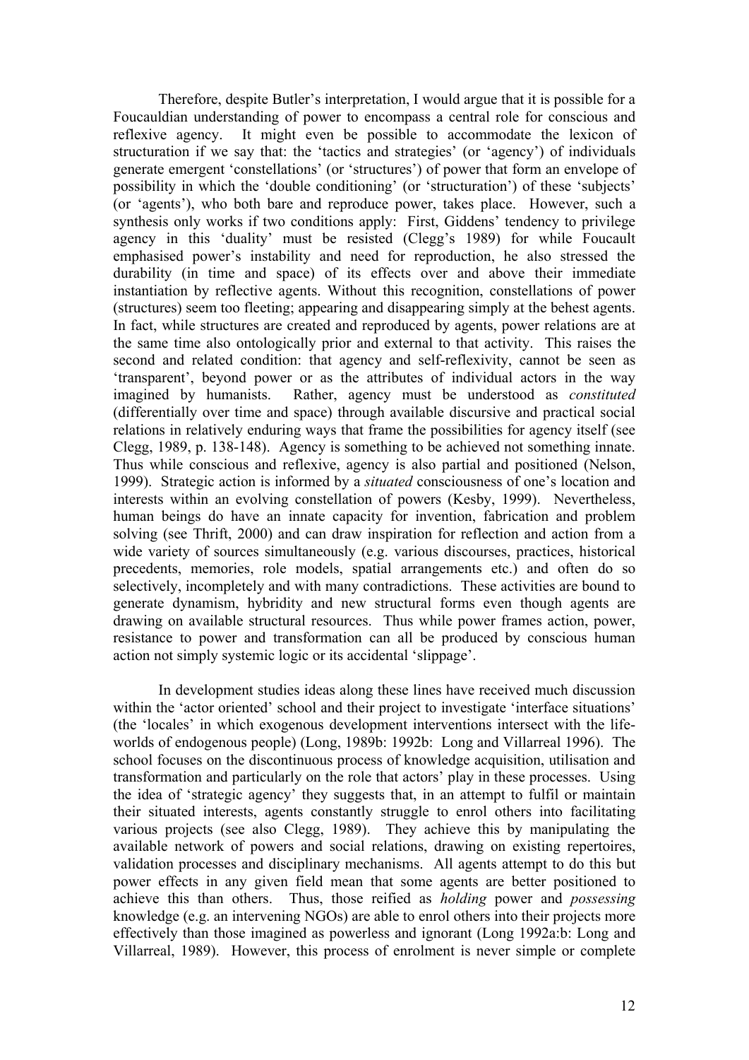Therefore, despite Butler's interpretation, I would argue that it is possible for a Foucauldian understanding of power to encompass a central role for conscious and reflexive agency. It might even be possible to accommodate the lexicon of structuration if we say that: the 'tactics and strategies' (or 'agency') of individuals generate emergent 'constellations' (or 'structures') of power that form an envelope of possibility in which the 'double conditioning' (or 'structuration') of these 'subjects' (or 'agents'), who both bare and reproduce power, takes place. However, such a synthesis only works if two conditions apply: First, Giddens' tendency to privilege agency in this 'duality' must be resisted (Clegg's 1989) for while Foucault emphasised power's instability and need for reproduction, he also stressed the durability (in time and space) of its effects over and above their immediate instantiation by reflective agents. Without this recognition, constellations of power (structures) seem too fleeting; appearing and disappearing simply at the behest agents. In fact, while structures are created and reproduced by agents, power relations are at the same time also ontologically prior and external to that activity. This raises the second and related condition: that agency and self-reflexivity, cannot be seen as 'transparent', beyond power or as the attributes of individual actors in the way imagined by humanists. Rather, agency must be understood as *constituted* (differentially over time and space) through available discursive and practical social relations in relatively enduring ways that frame the possibilities for agency itself (see Clegg, 1989, p. 138-148). Agency is something to be achieved not something innate. Thus while conscious and reflexive, agency is also partial and positioned (Nelson, 1999). Strategic action is informed by a *situated* consciousness of one's location and interests within an evolving constellation of powers (Kesby, 1999). Nevertheless, human beings do have an innate capacity for invention, fabrication and problem solving (see Thrift, 2000) and can draw inspiration for reflection and action from a wide variety of sources simultaneously (e.g. various discourses, practices, historical precedents, memories, role models, spatial arrangements etc.) and often do so selectively, incompletely and with many contradictions. These activities are bound to generate dynamism, hybridity and new structural forms even though agents are drawing on available structural resources. Thus while power frames action, power, resistance to power and transformation can all be produced by conscious human action not simply systemic logic or its accidental 'slippage'.

In development studies ideas along these lines have received much discussion within the 'actor oriented' school and their project to investigate 'interface situations' (the 'locales' in which exogenous development interventions intersect with the life-worlds of endogenous people) (Long, 1989b: 1992b: Long and Villarreal 1996). The school focuses on the discontinuous process of knowledge acquisition, utilisation and transformation and particularly on the role that actors' play in these processes. Using the idea of 'strategic agency' they suggests that, in an attempt to fulfil or maintain their situated interests, agents constantly struggle to enrol others into facilitating various projects (see also Clegg, 1989). They achieve this by manipulating the available network of powers and social relations, drawing on existing repertoires, validation processes and disciplinary mechanisms. All agents attempt to do this but power effects in any given field mean that some agents are better positioned to achieve this than others. Thus, those reified as *holding* power and *possessing* knowledge (e.g. an intervening NGOs) are able to enrol others into their projects more effectively than those imagined as powerless and ignorant (Long 1992a:b: Long and Villarreal, 1989). However, this process of enrolment is never simple or complete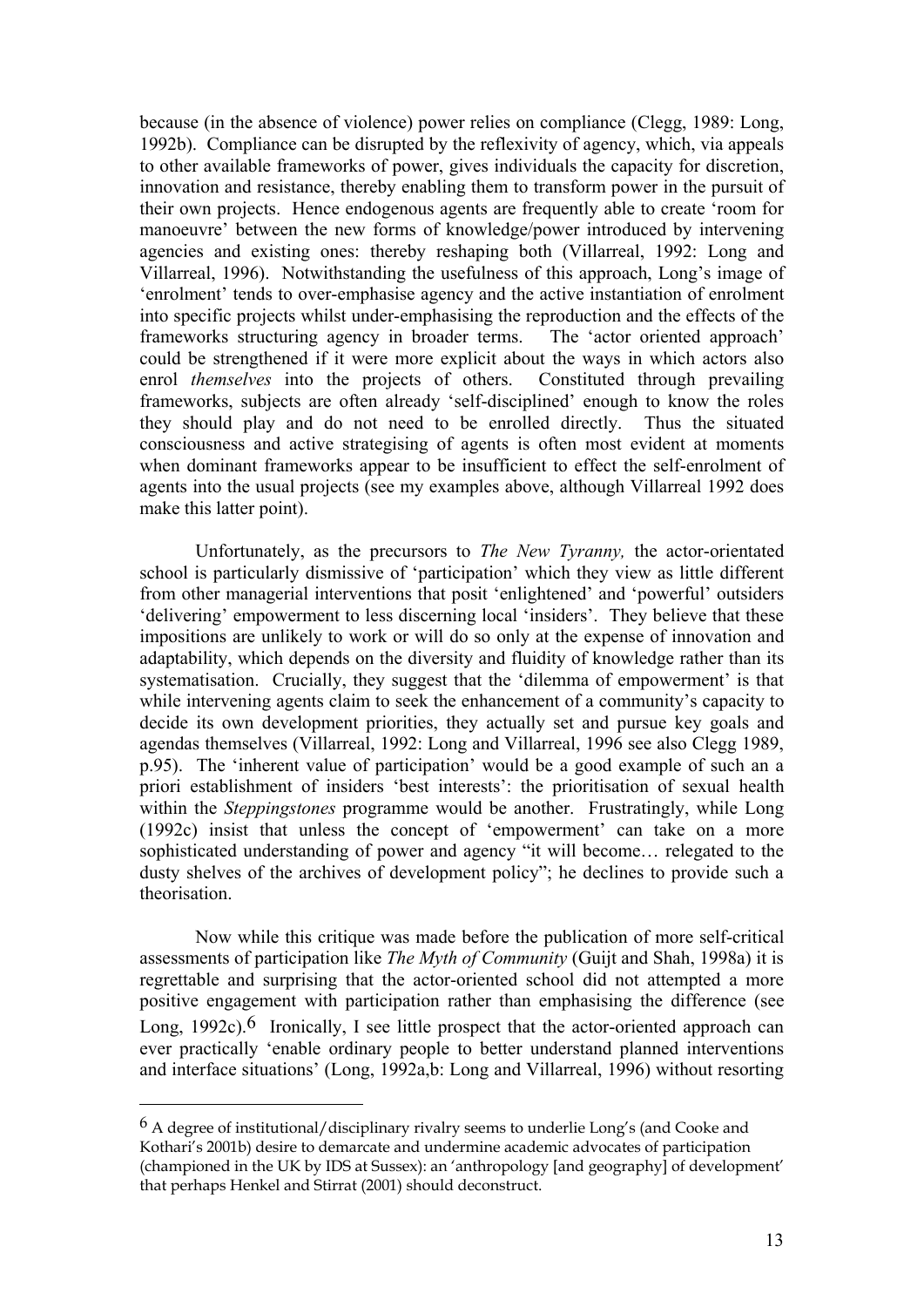because (in the absence of violence) power relies on compliance (Clegg, 1989: Long, 1992b). Compliance can be disrupted by the reflexivity of agency, which, via appeals to other available frameworks of power, gives individuals the capacity for discretion, innovation and resistance, thereby enabling them to transform power in the pursuit of their own projects. Hence endogenous agents are frequently able to create 'room for manoeuvre' between the new forms of knowledge/power introduced by intervening agencies and existing ones: thereby reshaping both (Villarreal, 1992: Long and Villarreal, 1996). Notwithstanding the usefulness of this approach, Long's image of 'enrolment' tends to over-emphasise agency and the active instantiation of enrolment into specific projects whilst under-emphasising the reproduction and the effects of the frameworks structuring agency in broader terms. The 'actor oriented approach' could be strengthened if it were more explicit about the ways in which actors also enrol *themselves* into the projects of others. Constituted through prevailing frameworks, subjects are often already 'self-disciplined' enough to know the roles they should play and do not need to be enrolled directly. Thus the situated consciousness and active strategising of agents is often most evident at moments when dominant frameworks appear to be insufficient to effect the self-enrolment of agents into the usual projects (see my examples above, although Villarreal 1992 does make this latter point).

Unfortunately, as the precursors to *The New Tyranny,* the actor-orientated school is particularly dismissive of 'participation' which they view as little different from other managerial interventions that posit 'enlightened' and 'powerful' outsiders 'delivering' empowerment to less discerning local 'insiders'. They believe that these impositions are unlikely to work or will do so only at the expense of innovation and adaptability, which depends on the diversity and fluidity of knowledge rather than its systematisation. Crucially, they suggest that the 'dilemma of empowerment' is that while intervening agents claim to seek the enhancement of a community's capacity to decide its own development priorities, they actually set and pursue key goals and agendas themselves (Villarreal, 1992: Long and Villarreal, 1996 see also Clegg 1989, p.95). The 'inherent value of participation' would be a good example of such an a priori establishment of insiders 'best interests': the prioritisation of sexual health within the *Steppingstones* programme would be another. Frustratingly, while Long (1992c) insist that unless the concept of 'empowerment' can take on a more sophisticated understanding of power and agency "it will become… relegated to the dusty shelves of the archives of development policy"; he declines to provide such a theorisation.

Now while this critique was made before the publication of more self-critical assessments of participation like *The Myth of Community* (Guijt and Shah, 1998a) it is regrettable and surprising that the actor-oriented school did not attempted a more positive engagement with participation rather than emphasising the difference (see Long, 1992c).[6] Ironically, I see little prospect that the actor-oriented approach can ever practically 'enable ordinary people to better understand planned interventions and interface situations' (Long, 1992a,b: Long and Villarreal, 1996) without resorting

---

[6] A degree of institutional/disciplinary rivalry seems to underlie Long's (and Cooke and Kothari's 2001b) desire to demarcate and undermine academic advocates of participation (championed in the UK by IDS at Sussex): an 'anthropology [and geography] of development' that perhaps Henkel and Stirrat (2001) should deconstruct.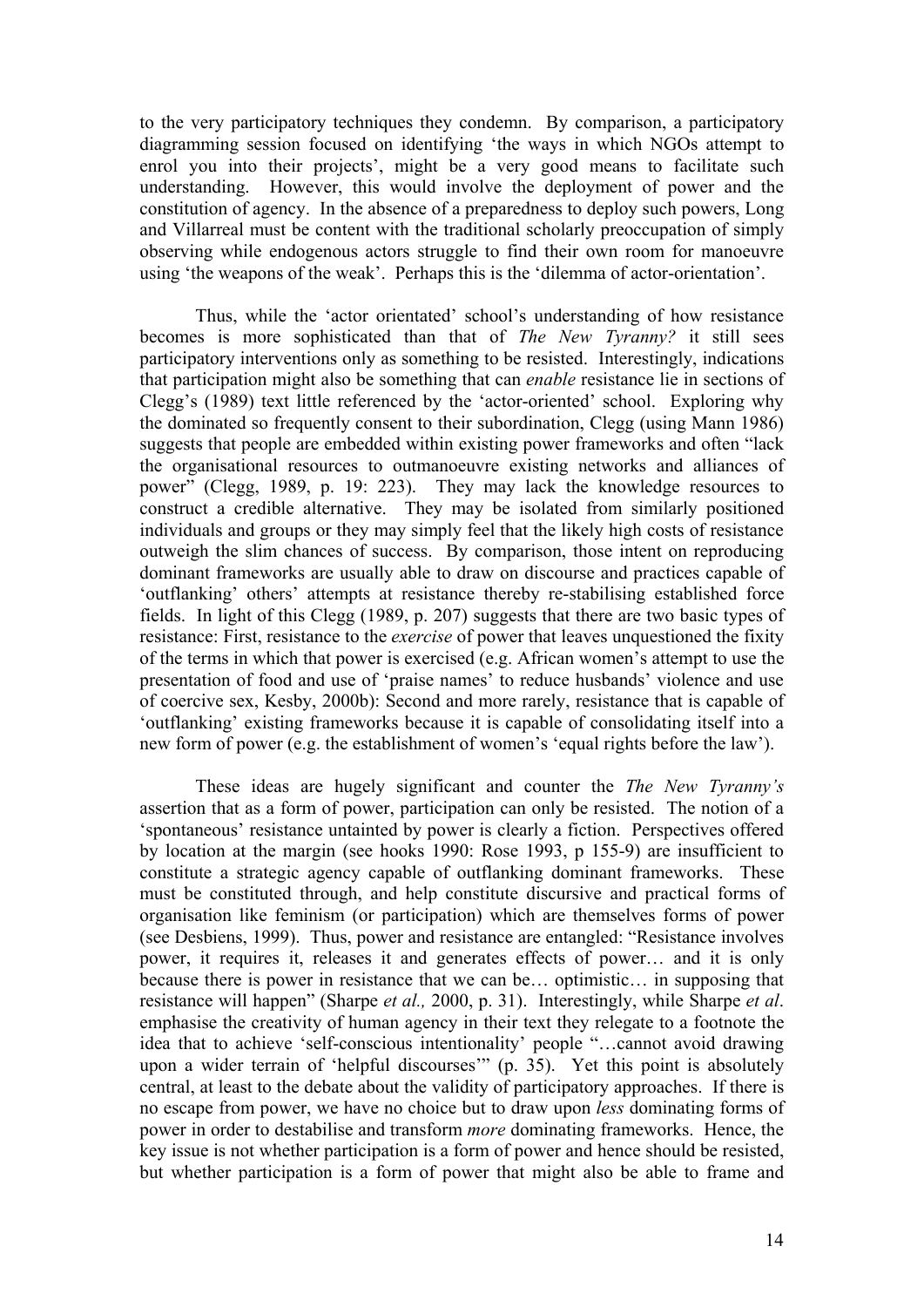to the very participatory techniques they condemn. By comparison, a participatory diagramming session focused on identifying 'the ways in which NGOs attempt to enrol you into their projects', might be a very good means to facilitate such understanding. However, this would involve the deployment of power and the constitution of agency. In the absence of a preparedness to deploy such powers, Long and Villarreal must be content with the traditional scholarly preoccupation of simply observing while endogenous actors struggle to find their own room for manoeuvre using 'the weapons of the weak'. Perhaps this is the 'dilemma of actor-orientation'.

Thus, while the 'actor orientated' school's understanding of how resistance becomes is more sophisticated than that of *The New Tyranny?* it still sees participatory interventions only as something to be resisted. Interestingly, indications that participation might also be something that can *enable* resistance lie in sections of Clegg's (1989) text little referenced by the 'actor-oriented' school. Exploring why the dominated so frequently consent to their subordination, Clegg (using Mann 1986) suggests that people are embedded within existing power frameworks and often "lack the organisational resources to outmanoeuvre existing networks and alliances of power" (Clegg, 1989, p. 19: 223). They may lack the knowledge resources to construct a credible alternative. They may be isolated from similarly positioned individuals and groups or they may simply feel that the likely high costs of resistance outweigh the slim chances of success. By comparison, those intent on reproducing dominant frameworks are usually able to draw on discourse and practices capable of 'outflanking' others' attempts at resistance thereby re-stabilising established force fields. In light of this Clegg (1989, p. 207) suggests that there are two basic types of resistance: First, resistance to the *exercise* of power that leaves unquestioned the fixity of the terms in which that power is exercised (e.g. African women's attempt to use the presentation of food and use of 'praise names' to reduce husbands' violence and use of coercive sex, Kesby, 2000b): Second and more rarely, resistance that is capable of 'outflanking' existing frameworks because it is capable of consolidating itself into a new form of power (e.g. the establishment of women's 'equal rights before the law').

These ideas are hugely significant and counter the *The New Tyranny's* assertion that as a form of power, participation can only be resisted. The notion of a 'spontaneous' resistance untainted by power is clearly a fiction. Perspectives offered by location at the margin (see hooks 1990: Rose 1993, p 155-9) are insufficient to constitute a strategic agency capable of outflanking dominant frameworks. These must be constituted through, and help constitute discursive and practical forms of organisation like feminism (or participation) which are themselves forms of power (see Desbiens, 1999). Thus, power and resistance are entangled: "Resistance involves power, it requires it, releases it and generates effects of power… and it is only because there is power in resistance that we can be… optimistic… in supposing that resistance will happen" (Sharpe *et al.,* 2000, p. 31). Interestingly, while Sharpe *et al*. emphasise the creativity of human agency in their text they relegate to a footnote the idea that to achieve 'self-conscious intentionality' people "…cannot avoid drawing upon a wider terrain of 'helpful discourses'" (p. 35). Yet this point is absolutely central, at least to the debate about the validity of participatory approaches. If there is no escape from power, we have no choice but to draw upon *less* dominating forms of power in order to destabilise and transform *more* dominating frameworks. Hence, the key issue is not whether participation is a form of power and hence should be resisted, but whether participation is a form of power that might also be able to frame and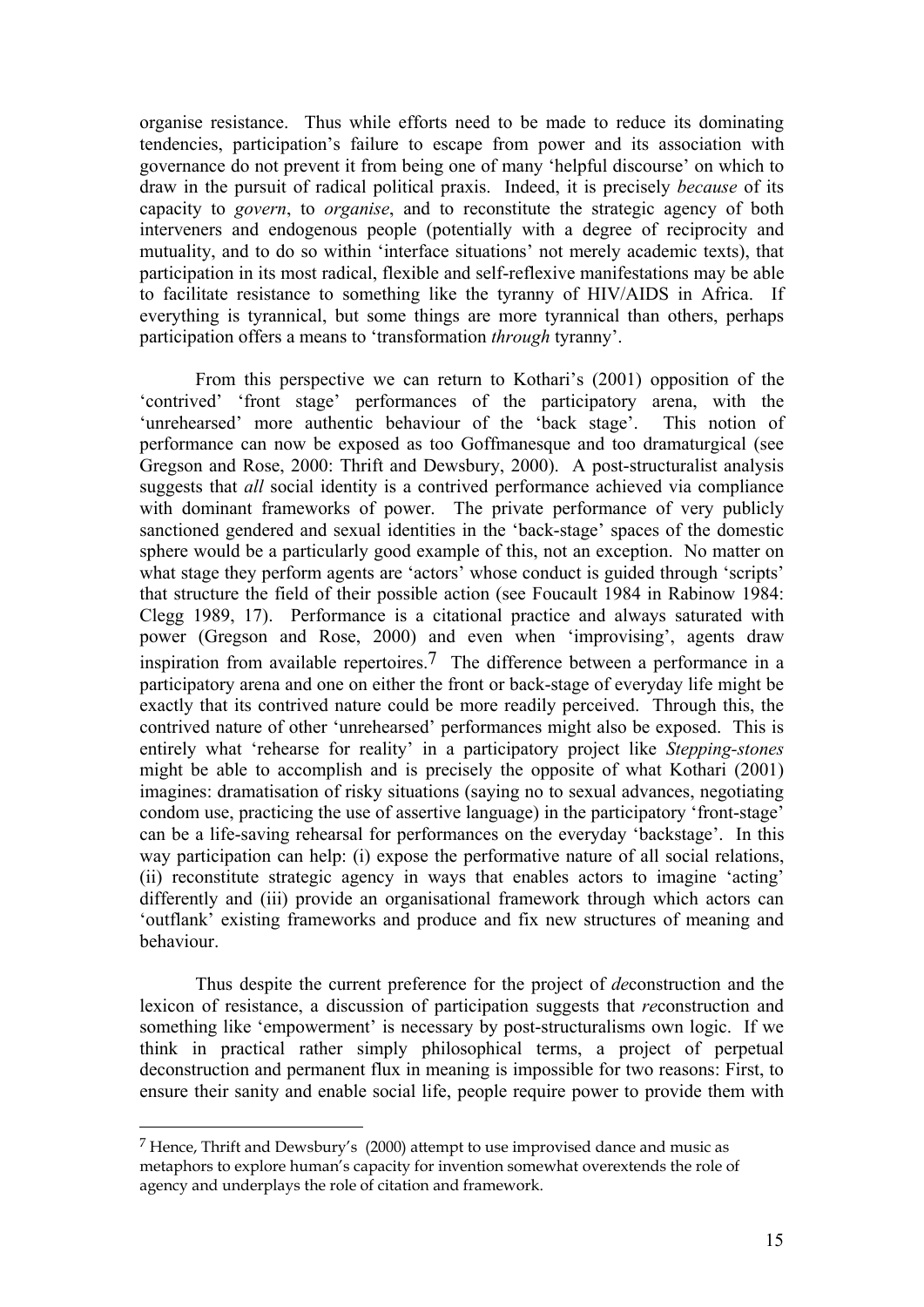organise resistance. Thus while efforts need to be made to reduce its dominating tendencies, participation's failure to escape from power and its association with governance do not prevent it from being one of many 'helpful discourse' on which to draw in the pursuit of radical political praxis. Indeed, it is precisely *because* of its capacity to *govern*, to *organise*, and to reconstitute the strategic agency of both interveners and endogenous people (potentially with a degree of reciprocity and mutuality, and to do so within 'interface situations' not merely academic texts), that participation in its most radical, flexible and self-reflexive manifestations may be able to facilitate resistance to something like the tyranny of HIV/AIDS in Africa. If everything is tyrannical, but some things are more tyrannical than others, perhaps participation offers a means to 'transformation *through* tyranny'.

From this perspective we can return to Kothari's (2001) opposition of the 'contrived' 'front stage' performances of the participatory arena, with the 'unrehearsed' more authentic behaviour of the 'back stage'. This notion of performance can now be exposed as too Goffmanesque and too dramaturgical (see Gregson and Rose, 2000: Thrift and Dewsbury, 2000). A post-structuralist analysis suggests that *all* social identity is a contrived performance achieved via compliance with dominant frameworks of power. The private performance of very publicly sanctioned gendered and sexual identities in the 'back-stage' spaces of the domestic sphere would be a particularly good example of this, not an exception. No matter on what stage they perform agents are 'actors' whose conduct is guided through 'scripts' that structure the field of their possible action (see Foucault 1984 in Rabinow 1984: Clegg 1989, 17). Performance is a citational practice and always saturated with power (Gregson and Rose, 2000) and even when 'improvising', agents draw inspiration from available repertoires.[7] The difference between a performance in a participatory arena and one on either the front or back-stage of everyday life might be exactly that its contrived nature could be more readily perceived. Through this, the contrived nature of other 'unrehearsed' performances might also be exposed. This is entirely what 'rehearse for reality' in a participatory project like *Stepping-stones* might be able to accomplish and is precisely the opposite of what Kothari (2001) imagines: dramatisation of risky situations (saying no to sexual advances, negotiating condom use, practicing the use of assertive language) in the participatory 'front-stage' can be a life-saving rehearsal for performances on the everyday 'backstage'. In this way participation can help: (i) expose the performative nature of all social relations, (ii) reconstitute strategic agency in ways that enables actors to imagine 'acting' differently and (iii) provide an organisational framework through which actors can 'outflank' existing frameworks and produce and fix new structures of meaning and behaviour.

Thus despite the current preference for the project of *de*construction and the lexicon of resistance, a discussion of participation suggests that *re*construction and something like 'empowerment' is necessary by post-structuralisms own logic. If we think in practical rather simply philosophical terms, a project of perpetual deconstruction and permanent flux in meaning is impossible for two reasons: First, to ensure their sanity and enable social life, people require power to provide them with

---

[7] Hence, Thrift and Dewsbury's (2000) attempt to use improvised dance and music as metaphors to explore human's capacity for invention somewhat overextends the role of agency and underplays the role of citation and framework.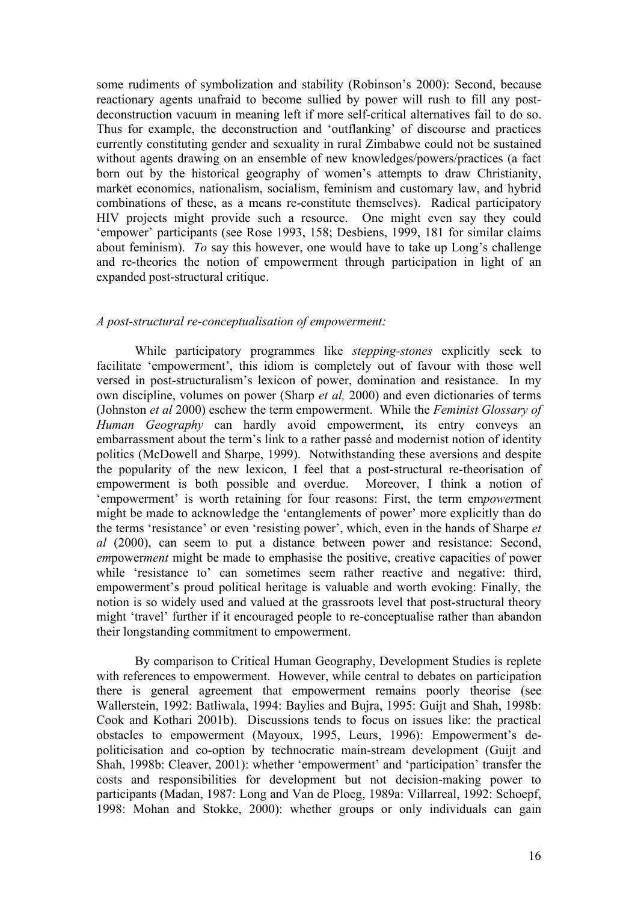some rudiments of symbolization and stability (Robinson's 2000): Second, because reactionary agents unafraid to become sullied by power will rush to fill any post-deconstruction vacuum in meaning left if more self-critical alternatives fail to do so. Thus for example, the deconstruction and 'outflanking' of discourse and practices currently constituting gender and sexuality in rural Zimbabwe could not be sustained without agents drawing on an ensemble of new knowledges/powers/practices (a fact born out by the historical geography of women's attempts to draw Christianity, market economics, nationalism, socialism, feminism and customary law, and hybrid combinations of these, as a means re-constitute themselves). Radical participatory HIV projects might provide such a resource. One might even say they could 'empower' participants (see Rose 1993, 158; Desbiens, 1999, 181 for similar claims about feminism). *To* say this however, one would have to take up Long's challenge and re-theories the notion of empowerment through participation in light of an expanded post-structural critique.

*A post-structural re-conceptualisation of empowerment:*

While participatory programmes like *stepping-stones* explicitly seek to facilitate 'empowerment', this idiom is completely out of favour with those well versed in post-structuralism's lexicon of power, domination and resistance. In my own discipline, volumes on power (Sharp *et al,* 2000) and even dictionaries of terms (Johnston *et al* 2000) eschew the term empowerment. While the *Feminist Glossary of Human Geography* can hardly avoid empowerment, its entry conveys an embarrassment about the term's link to a rather passé and modernist notion of identity politics (McDowell and Sharpe, 1999). Notwithstanding these aversions and despite the popularity of the new lexicon, I feel that a post-structural re-theorisation of empowerment is both possible and overdue. Moreover, I think a notion of 'empowerment' is worth retaining for four reasons: First, the term em*power*ment might be made to acknowledge the 'entanglements of power' more explicitly than do the terms 'resistance' or even 'resisting power', which, even in the hands of Sharpe *et al* (2000), can seem to put a distance between power and resistance: Second, *em*power*ment* might be made to emphasise the positive, creative capacities of power while 'resistance to' can sometimes seem rather reactive and negative: third, empowerment's proud political heritage is valuable and worth evoking: Finally, the notion is so widely used and valued at the grassroots level that post-structural theory might 'travel' further if it encouraged people to re-conceptualise rather than abandon their longstanding commitment to empowerment.

By comparison to Critical Human Geography, Development Studies is replete with references to empowerment. However, while central to debates on participation there is general agreement that empowerment remains poorly theorise (see Wallerstein, 1992: Batliwala, 1994: Baylies and Bujra, 1995: Guijt and Shah, 1998b: Cook and Kothari 2001b). Discussions tends to focus on issues like: the practical obstacles to empowerment (Mayoux, 1995, Leurs, 1996): Empowerment's de-politicisation and co-option by technocratic main-stream development (Guijt and Shah, 1998b: Cleaver, 2001): whether 'empowerment' and 'participation' transfer the costs and responsibilities for development but not decision-making power to participants (Madan, 1987: Long and Van de Ploeg, 1989a: Villarreal, 1992: Schoepf, 1998: Mohan and Stokke, 2000): whether groups or only individuals can gain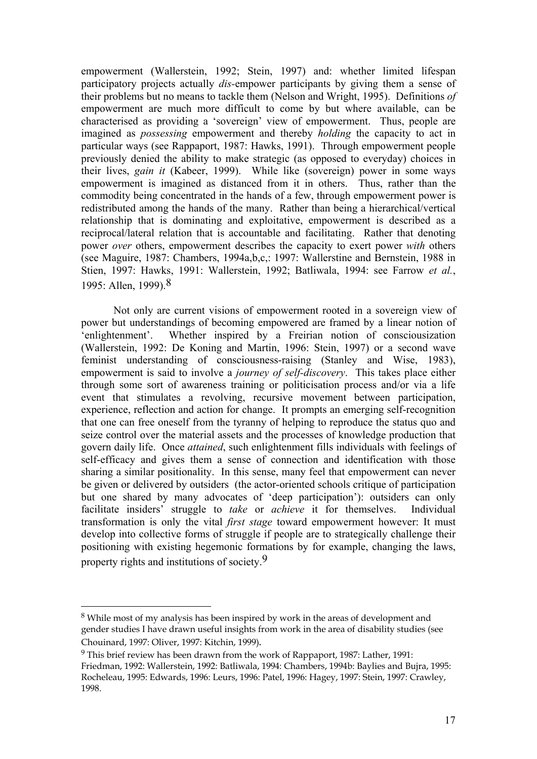empowerment (Wallerstein, 1992; Stein, 1997) and: whether limited lifespan participatory projects actually *dis*-empower participants by giving them a sense of their problems but no means to tackle them (Nelson and Wright, 1995). Definitions *of* empowerment are much more difficult to come by but where available, can be characterised as providing a 'sovereign' view of empowerment. Thus, people are imagined as *possessing* empowerment and thereby *holding* the capacity to act in particular ways (see Rappaport, 1987: Hawks, 1991). Through empowerment people previously denied the ability to make strategic (as opposed to everyday) choices in their lives, *gain it* (Kabeer, 1999). While like (sovereign) power in some ways empowerment is imagined as distanced from it in others. Thus, rather than the commodity being concentrated in the hands of a few, through empowerment power is redistributed among the hands of the many. Rather than being a hierarchical/vertical relationship that is dominating and exploitative, empowerment is described as a reciprocal/lateral relation that is accountable and facilitating. Rather that denoting power *over* others, empowerment describes the capacity to exert power *with* others (see Maguire, 1987: Chambers, 1994a,b,c,: 1997: Wallerstine and Bernstein, 1988 in Stien, 1997: Hawks, 1991: Wallerstein, 1992; Batliwala, 1994: see Farrow *et al.*, 1995: Allen, 1999).[8]

Not only are current visions of empowerment rooted in a sovereign view of power but understandings of becoming empowered are framed by a linear notion of 'enlightenment'. Whether inspired by a Freirian notion of consciousization (Wallerstein, 1992: De Koning and Martin, 1996: Stein, 1997) or a second wave feminist understanding of consciousness-raising (Stanley and Wise, 1983), empowerment is said to involve a *journey of self-discovery*. This takes place either through some sort of awareness training or politicisation process and/or via a life event that stimulates a revolving, recursive movement between participation, experience, reflection and action for change. It prompts an emerging self-recognition that one can free oneself from the tyranny of helping to reproduce the status quo and seize control over the material assets and the processes of knowledge production that govern daily life. Once *attained*, such enlightenment fills individuals with feelings of self-efficacy and gives them a sense of connection and identification with those sharing a similar positionality. In this sense, many feel that empowerment can never be given or delivered by outsiders (the actor-oriented schools critique of participation but one shared by many advocates of 'deep participation'): outsiders can only facilitate insiders' struggle to *take* or *achieve* it for themselves. Individual transformation is only the vital *first stage* toward empowerment however: It must develop into collective forms of struggle if people are to strategically challenge their positioning with existing hegemonic formations by for example, changing the laws, property rights and institutions of society.[9]

---

[8] While most of my analysis has been inspired by work in the areas of development and gender studies I have drawn useful insights from work in the area of disability studies (see Chouinard, 1997: Oliver, 1997: Kitchin, 1999).

[9] This brief review has been drawn from the work of Rappaport, 1987: Lather, 1991: Friedman, 1992: Wallerstein, 1992: Batliwala, 1994: Chambers, 1994b: Baylies and Bujra, 1995: Rocheleau, 1995: Edwards, 1996: Leurs, 1996: Patel, 1996: Hagey, 1997: Stein, 1997: Crawley, 1998.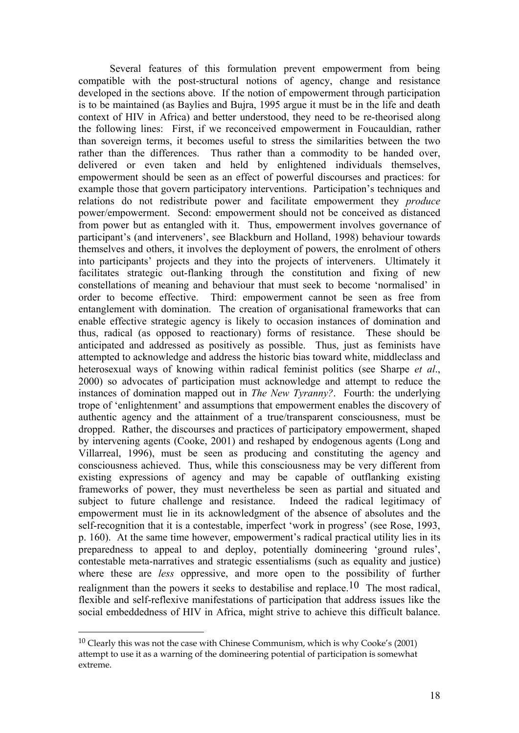Several features of this formulation prevent empowerment from being compatible with the post-structural notions of agency, change and resistance developed in the sections above. If the notion of empowerment through participation is to be maintained (as Baylies and Bujra, 1995 argue it must be in the life and death context of HIV in Africa) and better understood, they need to be re-theorised along the following lines: First, if we reconceived empowerment in Foucauldian, rather than sovereign terms, it becomes useful to stress the similarities between the two rather than the differences. Thus rather than a commodity to be handed over, delivered or even taken and held by enlightened individuals themselves, empowerment should be seen as an effect of powerful discourses and practices: for example those that govern participatory interventions. Participation's techniques and relations do not redistribute power and facilitate empowerment they *produce* power/empowerment. Second: empowerment should not be conceived as distanced from power but as entangled with it. Thus, empowerment involves governance of participant's (and interveners', see Blackburn and Holland, 1998) behaviour towards themselves and others, it involves the deployment of powers, the enrolment of others into participants' projects and they into the projects of interveners. Ultimately it facilitates strategic out-flanking through the constitution and fixing of new constellations of meaning and behaviour that must seek to become 'normalised' in order to become effective. Third: empowerment cannot be seen as free from entanglement with domination. The creation of organisational frameworks that can enable effective strategic agency is likely to occasion instances of domination and thus, radical (as opposed to reactionary) forms of resistance. These should be anticipated and addressed as positively as possible. Thus, just as feminists have attempted to acknowledge and address the historic bias toward white, middleclass and heterosexual ways of knowing within radical feminist politics (see Sharpe *et al*., 2000) so advocates of participation must acknowledge and attempt to reduce the instances of domination mapped out in *The New Tyranny?*. Fourth: the underlying trope of 'enlightenment' and assumptions that empowerment enables the discovery of authentic agency and the attainment of a true/transparent consciousness, must be dropped. Rather, the discourses and practices of participatory empowerment, shaped by intervening agents (Cooke, 2001) and reshaped by endogenous agents (Long and Villarreal, 1996), must be seen as producing and constituting the agency and consciousness achieved. Thus, while this consciousness may be very different from existing expressions of agency and may be capable of outflanking existing frameworks of power, they must nevertheless be seen as partial and situated and subject to future challenge and resistance. Indeed the radical legitimacy of empowerment must lie in its acknowledgment of the absence of absolutes and the self-recognition that it is a contestable, imperfect 'work in progress' (see Rose, 1993, p. 160). At the same time however, empowerment's radical practical utility lies in its preparedness to appeal to and deploy, potentially domineering 'ground rules', contestable meta-narratives and strategic essentialisms (such as equality and justice) where these are *less* oppressive, and more open to the possibility of further realignment than the powers it seeks to destabilise and replace.[10] The most radical, flexible and self-reflexive manifestations of participation that address issues like the social embeddedness of HIV in Africa, might strive to achieve this difficult balance.

[10] Clearly this was not the case with Chinese Communism, which is why Cooke's (2001) attempt to use it as a warning of the domineering potential of participation is somewhat extreme.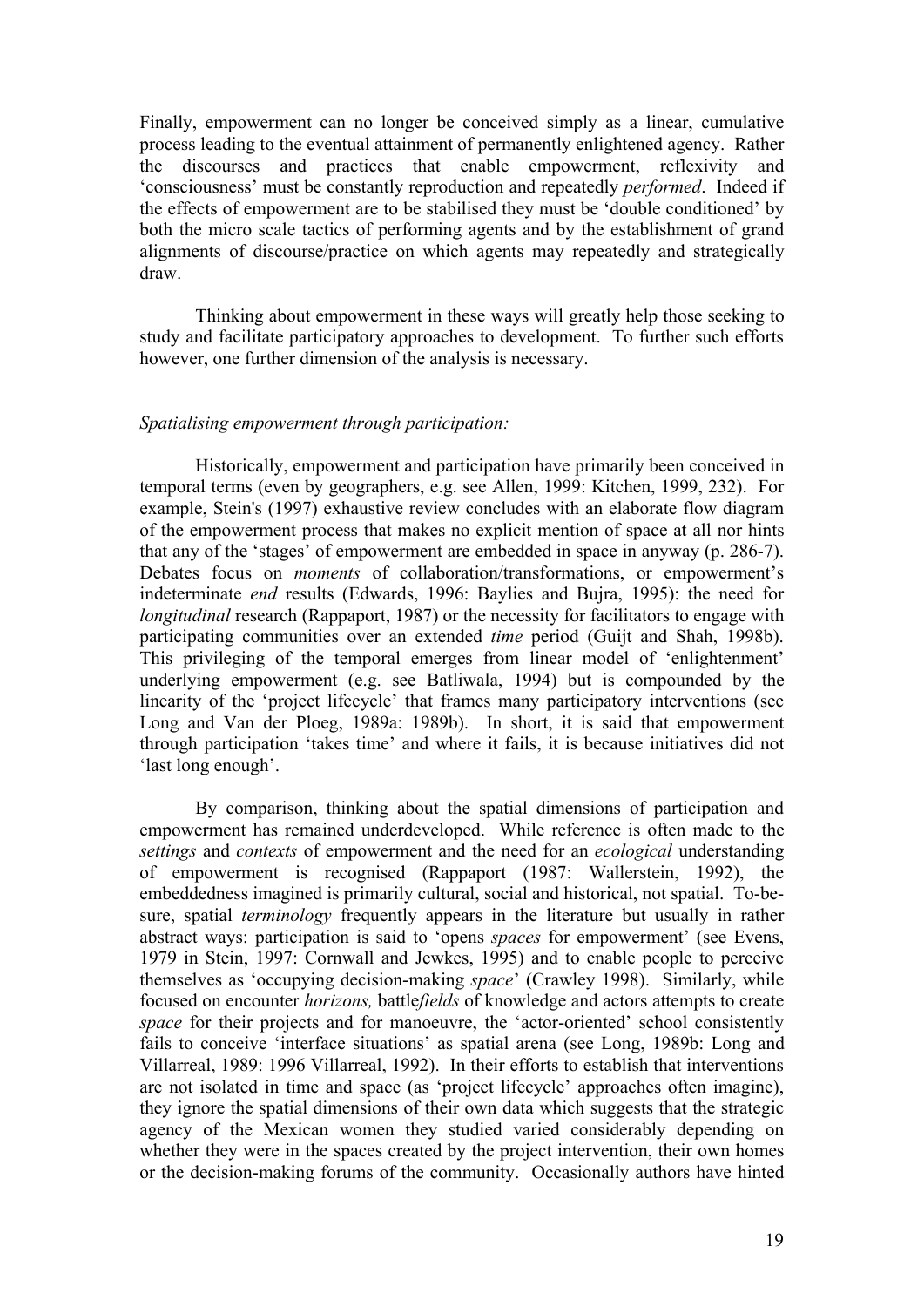Finally, empowerment can no longer be conceived simply as a linear, cumulative process leading to the eventual attainment of permanently enlightened agency. Rather the discourses and practices that enable empowerment, reflexivity and 'consciousness' must be constantly reproduction and repeatedly *performed*. Indeed if the effects of empowerment are to be stabilised they must be 'double conditioned' by both the micro scale tactics of performing agents and by the establishment of grand alignments of discourse/practice on which agents may repeatedly and strategically draw.

Thinking about empowerment in these ways will greatly help those seeking to study and facilitate participatory approaches to development. To further such efforts however, one further dimension of the analysis is necessary.

*Spatialising empowerment through participation:*

Historically, empowerment and participation have primarily been conceived in temporal terms (even by geographers, e.g. see Allen, 1999: Kitchen, 1999, 232). For example, Stein's (1997) exhaustive review concludes with an elaborate flow diagram of the empowerment process that makes no explicit mention of space at all nor hints that any of the 'stages' of empowerment are embedded in space in anyway (p. 286-7). Debates focus on *moments* of collaboration/transformations, or empowerment's indeterminate *end* results (Edwards, 1996: Baylies and Bujra, 1995): the need for *longitudinal* research (Rappaport, 1987) or the necessity for facilitators to engage with participating communities over an extended *time* period (Guijt and Shah, 1998b). This privileging of the temporal emerges from linear model of 'enlightenment' underlying empowerment (e.g. see Batliwala, 1994) but is compounded by the linearity of the 'project lifecycle' that frames many participatory interventions (see Long and Van der Ploeg, 1989a: 1989b). In short, it is said that empowerment through participation 'takes time' and where it fails, it is because initiatives did not 'last long enough'.

By comparison, thinking about the spatial dimensions of participation and empowerment has remained underdeveloped. While reference is often made to the *settings* and *contexts* of empowerment and the need for an *ecological* understanding of empowerment is recognised (Rappaport (1987: Wallerstein, 1992), the embeddedness imagined is primarily cultural, social and historical, not spatial. To-be-sure, spatial *terminology* frequently appears in the literature but usually in rather abstract ways: participation is said to 'opens *spaces* for empowerment' (see Evens, 1979 in Stein, 1997: Cornwall and Jewkes, 1995) and to enable people to perceive themselves as 'occupying decision-making *space*' (Crawley 1998). Similarly, while focused on encounter *horizons,* battle*fields* of knowledge and actors attempts to create *space* for their projects and for manoeuvre, the 'actor-oriented' school consistently fails to conceive 'interface situations' as spatial arena (see Long, 1989b: Long and Villarreal, 1989: 1996 Villarreal, 1992). In their efforts to establish that interventions are not isolated in time and space (as 'project lifecycle' approaches often imagine), they ignore the spatial dimensions of their own data which suggests that the strategic agency of the Mexican women they studied varied considerably depending on whether they were in the spaces created by the project intervention, their own homes or the decision-making forums of the community. Occasionally authors have hinted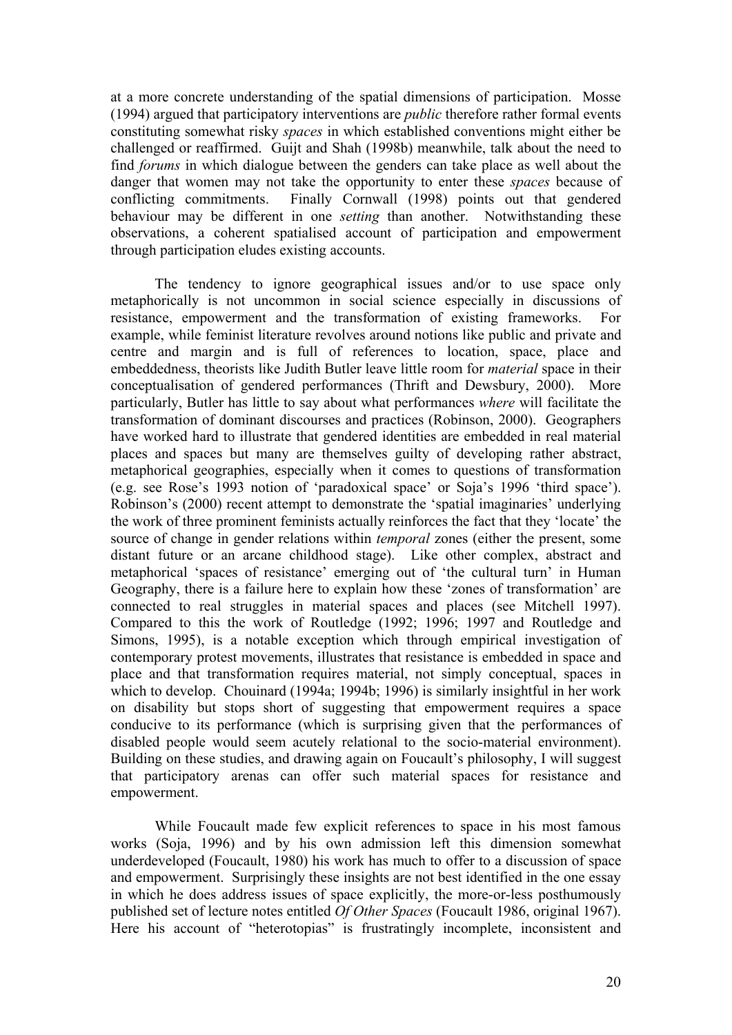at a more concrete understanding of the spatial dimensions of participation. Mosse (1994) argued that participatory interventions are *public* therefore rather formal events constituting somewhat risky *spaces* in which established conventions might either be challenged or reaffirmed. Guijt and Shah (1998b) meanwhile, talk about the need to find *forums* in which dialogue between the genders can take place as well about the danger that women may not take the opportunity to enter these *spaces* because of conflicting commitments. Finally Cornwall (1998) points out that gendered behaviour may be different in one *setting* than another. Notwithstanding these observations, a coherent spatialised account of participation and empowerment through participation eludes existing accounts.

The tendency to ignore geographical issues and/or to use space only metaphorically is not uncommon in social science especially in discussions of resistance, empowerment and the transformation of existing frameworks. For example, while feminist literature revolves around notions like public and private and centre and margin and is full of references to location, space, place and embeddedness, theorists like Judith Butler leave little room for *material* space in their conceptualisation of gendered performances (Thrift and Dewsbury, 2000). More particularly, Butler has little to say about what performances *where* will facilitate the transformation of dominant discourses and practices (Robinson, 2000). Geographers have worked hard to illustrate that gendered identities are embedded in real material places and spaces but many are themselves guilty of developing rather abstract, metaphorical geographies, especially when it comes to questions of transformation (e.g. see Rose's 1993 notion of 'paradoxical space' or Soja's 1996 'third space'). Robinson's (2000) recent attempt to demonstrate the 'spatial imaginaries' underlying the work of three prominent feminists actually reinforces the fact that they 'locate' the source of change in gender relations within *temporal* zones (either the present, some distant future or an arcane childhood stage). Like other complex, abstract and metaphorical 'spaces of resistance' emerging out of 'the cultural turn' in Human Geography, there is a failure here to explain how these 'zones of transformation' are connected to real struggles in material spaces and places (see Mitchell 1997). Compared to this the work of Routledge (1992; 1996; 1997 and Routledge and Simons, 1995), is a notable exception which through empirical investigation of contemporary protest movements, illustrates that resistance is embedded in space and place and that transformation requires material, not simply conceptual, spaces in which to develop. Chouinard (1994a; 1994b; 1996) is similarly insightful in her work on disability but stops short of suggesting that empowerment requires a space conducive to its performance (which is surprising given that the performances of disabled people would seem acutely relational to the socio-material environment). Building on these studies, and drawing again on Foucault's philosophy, I will suggest that participatory arenas can offer such material spaces for resistance and empowerment.

While Foucault made few explicit references to space in his most famous works (Soja, 1996) and by his own admission left this dimension somewhat underdeveloped (Foucault, 1980) his work has much to offer to a discussion of space and empowerment. Surprisingly these insights are not best identified in the one essay in which he does address issues of space explicitly, the more-or-less posthumously published set of lecture notes entitled *Of Other Spaces* (Foucault 1986, original 1967). Here his account of "heterotopias" is frustratingly incomplete, inconsistent and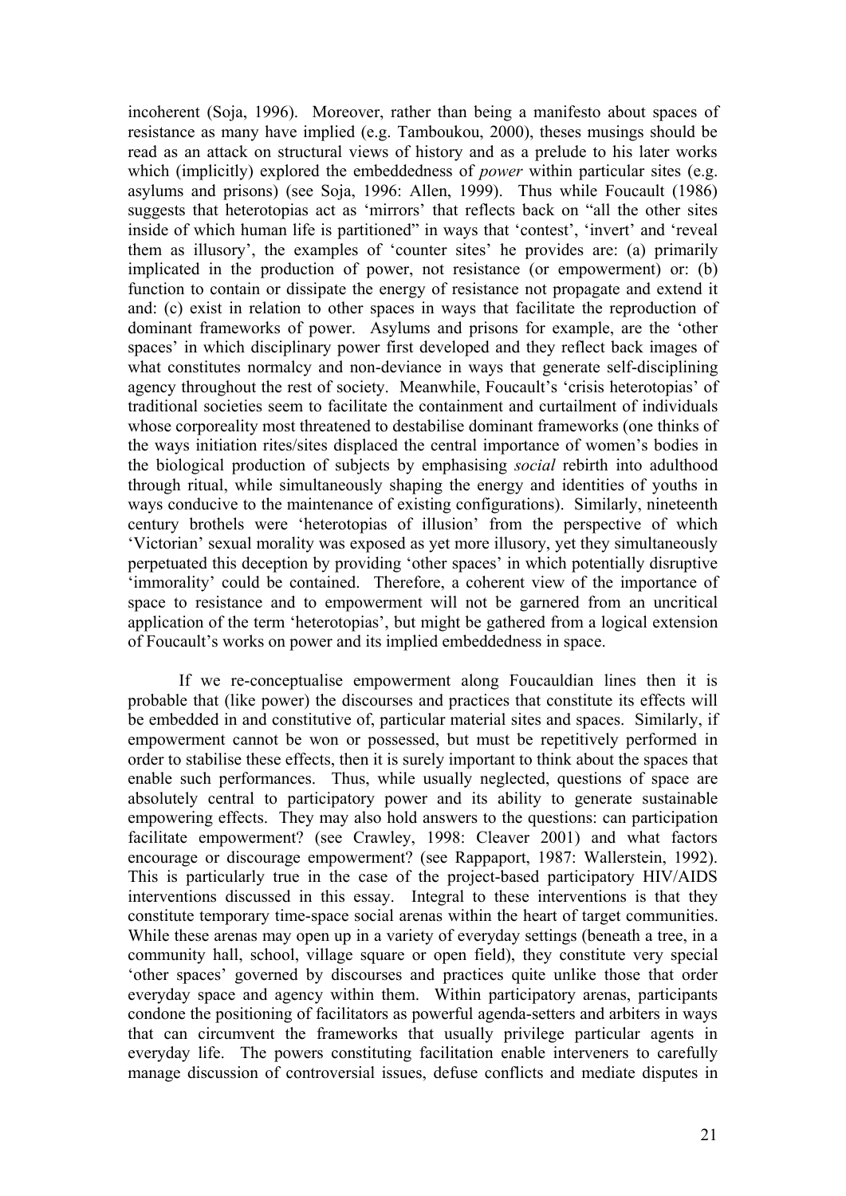incoherent (Soja, 1996). Moreover, rather than being a manifesto about spaces of resistance as many have implied (e.g. Tamboukou, 2000), theses musings should be read as an attack on structural views of history and as a prelude to his later works which (implicitly) explored the embeddedness of *power* within particular sites (e.g. asylums and prisons) (see Soja, 1996: Allen, 1999). Thus while Foucault (1986) suggests that heterotopias act as 'mirrors' that reflects back on "all the other sites inside of which human life is partitioned" in ways that 'contest', 'invert' and 'reveal them as illusory', the examples of 'counter sites' he provides are: (a) primarily implicated in the production of power, not resistance (or empowerment) or: (b) function to contain or dissipate the energy of resistance not propagate and extend it and: (c) exist in relation to other spaces in ways that facilitate the reproduction of dominant frameworks of power. Asylums and prisons for example, are the 'other spaces' in which disciplinary power first developed and they reflect back images of what constitutes normalcy and non-deviance in ways that generate self-disciplining agency throughout the rest of society. Meanwhile, Foucault's 'crisis heterotopias' of traditional societies seem to facilitate the containment and curtailment of individuals whose corporeality most threatened to destabilise dominant frameworks (one thinks of the ways initiation rites/sites displaced the central importance of women's bodies in the biological production of subjects by emphasising *social* rebirth into adulthood through ritual, while simultaneously shaping the energy and identities of youths in ways conducive to the maintenance of existing configurations). Similarly, nineteenth century brothels were 'heterotopias of illusion' from the perspective of which 'Victorian' sexual morality was exposed as yet more illusory, yet they simultaneously perpetuated this deception by providing 'other spaces' in which potentially disruptive 'immorality' could be contained. Therefore, a coherent view of the importance of space to resistance and to empowerment will not be garnered from an uncritical application of the term 'heterotopias', but might be gathered from a logical extension of Foucault's works on power and its implied embeddedness in space.

If we re-conceptualise empowerment along Foucauldian lines then it is probable that (like power) the discourses and practices that constitute its effects will be embedded in and constitutive of, particular material sites and spaces. Similarly, if empowerment cannot be won or possessed, but must be repetitively performed in order to stabilise these effects, then it is surely important to think about the spaces that enable such performances. Thus, while usually neglected, questions of space are absolutely central to participatory power and its ability to generate sustainable empowering effects. They may also hold answers to the questions: can participation facilitate empowerment? (see Crawley, 1998: Cleaver 2001) and what factors encourage or discourage empowerment? (see Rappaport, 1987: Wallerstein, 1992). This is particularly true in the case of the project-based participatory HIV/AIDS interventions discussed in this essay. Integral to these interventions is that they constitute temporary time-space social arenas within the heart of target communities. While these arenas may open up in a variety of everyday settings (beneath a tree, in a community hall, school, village square or open field), they constitute very special 'other spaces' governed by discourses and practices quite unlike those that order everyday space and agency within them. Within participatory arenas, participants condone the positioning of facilitators as powerful agenda-setters and arbiters in ways that can circumvent the frameworks that usually privilege particular agents in everyday life. The powers constituting facilitation enable interveners to carefully manage discussion of controversial issues, defuse conflicts and mediate disputes in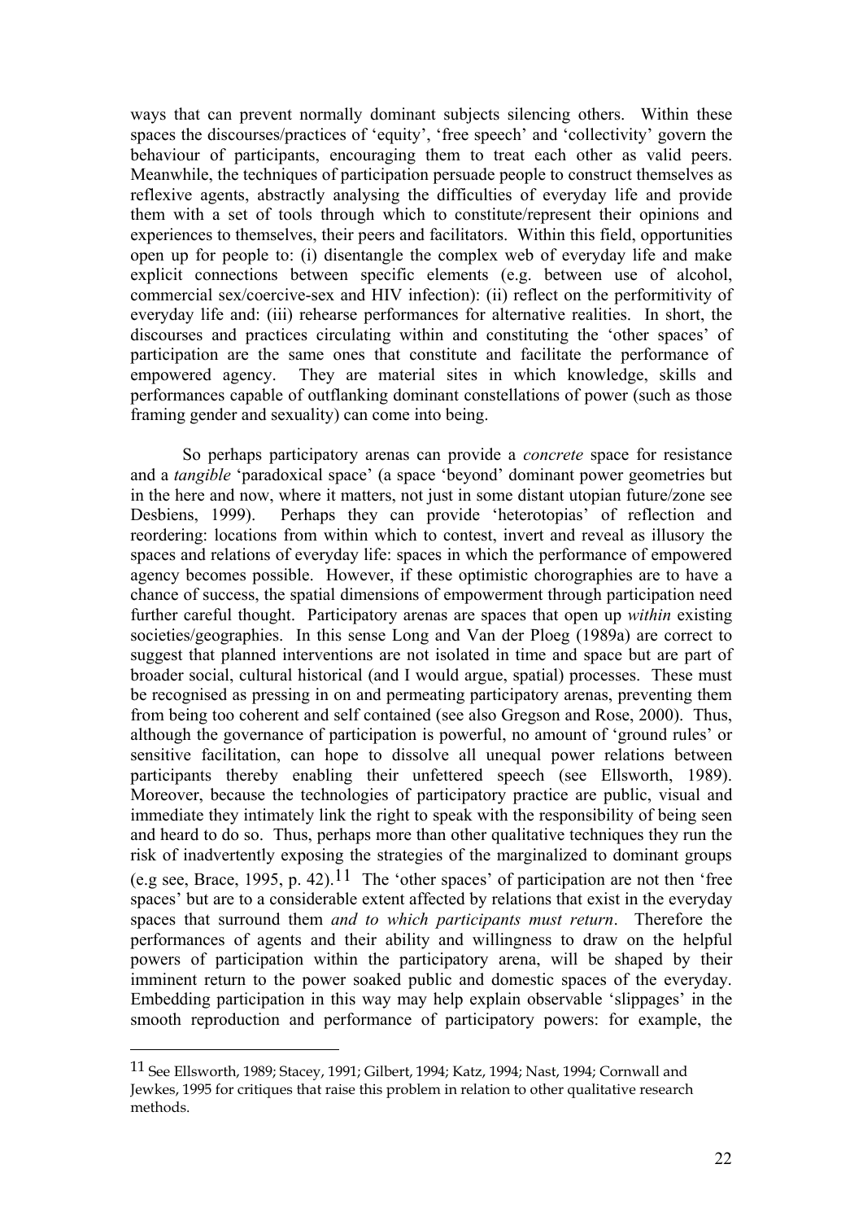ways that can prevent normally dominant subjects silencing others. Within these spaces the discourses/practices of 'equity', 'free speech' and 'collectivity' govern the behaviour of participants, encouraging them to treat each other as valid peers. Meanwhile, the techniques of participation persuade people to construct themselves as reflexive agents, abstractly analysing the difficulties of everyday life and provide them with a set of tools through which to constitute/represent their opinions and experiences to themselves, their peers and facilitators. Within this field, opportunities open up for people to: (i) disentangle the complex web of everyday life and make explicit connections between specific elements (e.g. between use of alcohol, commercial sex/coercive-sex and HIV infection): (ii) reflect on the performitivity of everyday life and: (iii) rehearse performances for alternative realities. In short, the discourses and practices circulating within and constituting the 'other spaces' of participation are the same ones that constitute and facilitate the performance of empowered agency. They are material sites in which knowledge, skills and performances capable of outflanking dominant constellations of power (such as those framing gender and sexuality) can come into being.

So perhaps participatory arenas can provide a *concrete* space for resistance and a *tangible* 'paradoxical space' (a space 'beyond' dominant power geometries but in the here and now, where it matters, not just in some distant utopian future/zone see Desbiens, 1999). Perhaps they can provide 'heterotopias' of reflection and reordering: locations from within which to contest, invert and reveal as illusory the spaces and relations of everyday life: spaces in which the performance of empowered agency becomes possible. However, if these optimistic chorographies are to have a chance of success, the spatial dimensions of empowerment through participation need further careful thought. Participatory arenas are spaces that open up *within* existing societies/geographies. In this sense Long and Van der Ploeg (1989a) are correct to suggest that planned interventions are not isolated in time and space but are part of broader social, cultural historical (and I would argue, spatial) processes. These must be recognised as pressing in on and permeating participatory arenas, preventing them from being too coherent and self contained (see also Gregson and Rose, 2000). Thus, although the governance of participation is powerful, no amount of 'ground rules' or sensitive facilitation, can hope to dissolve all unequal power relations between participants thereby enabling their unfettered speech (see Ellsworth, 1989). Moreover, because the technologies of participatory practice are public, visual and immediate they intimately link the right to speak with the responsibility of being seen and heard to do so. Thus, perhaps more than other qualitative techniques they run the risk of inadvertently exposing the strategies of the marginalized to dominant groups (e.g see, Brace, 1995, p. 42).[11] The 'other spaces' of participation are not then 'free spaces' but are to a considerable extent affected by relations that exist in the everyday spaces that surround them *and to which participants must return*. Therefore the performances of agents and their ability and willingness to draw on the helpful powers of participation within the participatory arena, will be shaped by their imminent return to the power soaked public and domestic spaces of the everyday. Embedding participation in this way may help explain observable 'slippages' in the smooth reproduction and performance of participatory powers: for example, the

[11] See Ellsworth, 1989; Stacey, 1991; Gilbert, 1994; Katz, 1994; Nast, 1994; Cornwall and Jewkes, 1995 for critiques that raise this problem in relation to other qualitative research methods.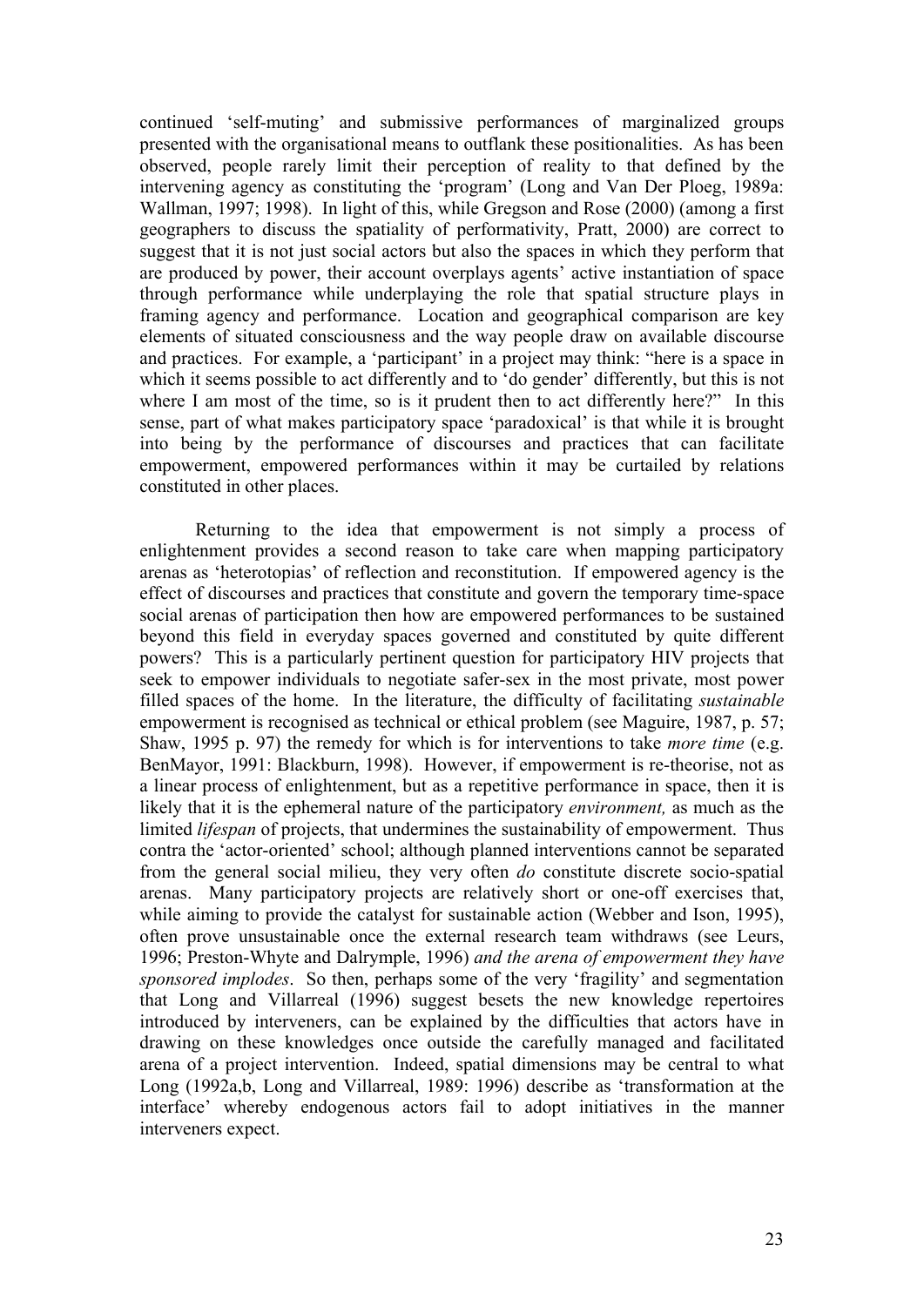continued 'self-muting' and submissive performances of marginalized groups presented with the organisational means to outflank these positionalities. As has been observed, people rarely limit their perception of reality to that defined by the intervening agency as constituting the 'program' (Long and Van Der Ploeg, 1989a: Wallman, 1997; 1998). In light of this, while Gregson and Rose (2000) (among a first geographers to discuss the spatiality of performativity, Pratt, 2000) are correct to suggest that it is not just social actors but also the spaces in which they perform that are produced by power, their account overplays agents' active instantiation of space through performance while underplaying the role that spatial structure plays in framing agency and performance. Location and geographical comparison are key elements of situated consciousness and the way people draw on available discourse and practices. For example, a 'participant' in a project may think: "here is a space in which it seems possible to act differently and to 'do gender' differently, but this is not where I am most of the time, so is it prudent then to act differently here?" In this sense, part of what makes participatory space 'paradoxical' is that while it is brought into being by the performance of discourses and practices that can facilitate empowerment, empowered performances within it may be curtailed by relations constituted in other places.

Returning to the idea that empowerment is not simply a process of enlightenment provides a second reason to take care when mapping participatory arenas as 'heterotopias' of reflection and reconstitution. If empowered agency is the effect of discourses and practices that constitute and govern the temporary time-space social arenas of participation then how are empowered performances to be sustained beyond this field in everyday spaces governed and constituted by quite different powers? This is a particularly pertinent question for participatory HIV projects that seek to empower individuals to negotiate safer-sex in the most private, most power filled spaces of the home. In the literature, the difficulty of facilitating *sustainable* empowerment is recognised as technical or ethical problem (see Maguire, 1987, p. 57; Shaw, 1995 p. 97) the remedy for which is for interventions to take *more time* (e.g. BenMayor, 1991: Blackburn, 1998). However, if empowerment is re-theorise, not as a linear process of enlightenment, but as a repetitive performance in space, then it is likely that it is the ephemeral nature of the participatory *environment,* as much as the limited *lifespan* of projects, that undermines the sustainability of empowerment. Thus contra the 'actor-oriented' school; although planned interventions cannot be separated from the general social milieu, they very often *do* constitute discrete socio-spatial arenas. Many participatory projects are relatively short or one-off exercises that, while aiming to provide the catalyst for sustainable action (Webber and Ison, 1995), often prove unsustainable once the external research team withdraws (see Leurs, 1996; Preston-Whyte and Dalrymple, 1996) *and the arena of empowerment they have sponsored implodes*. So then, perhaps some of the very 'fragility' and segmentation that Long and Villarreal (1996) suggest besets the new knowledge repertoires introduced by interveners, can be explained by the difficulties that actors have in drawing on these knowledges once outside the carefully managed and facilitated arena of a project intervention. Indeed, spatial dimensions may be central to what Long (1992a,b, Long and Villarreal, 1989: 1996) describe as 'transformation at the interface' whereby endogenous actors fail to adopt initiatives in the manner interveners expect.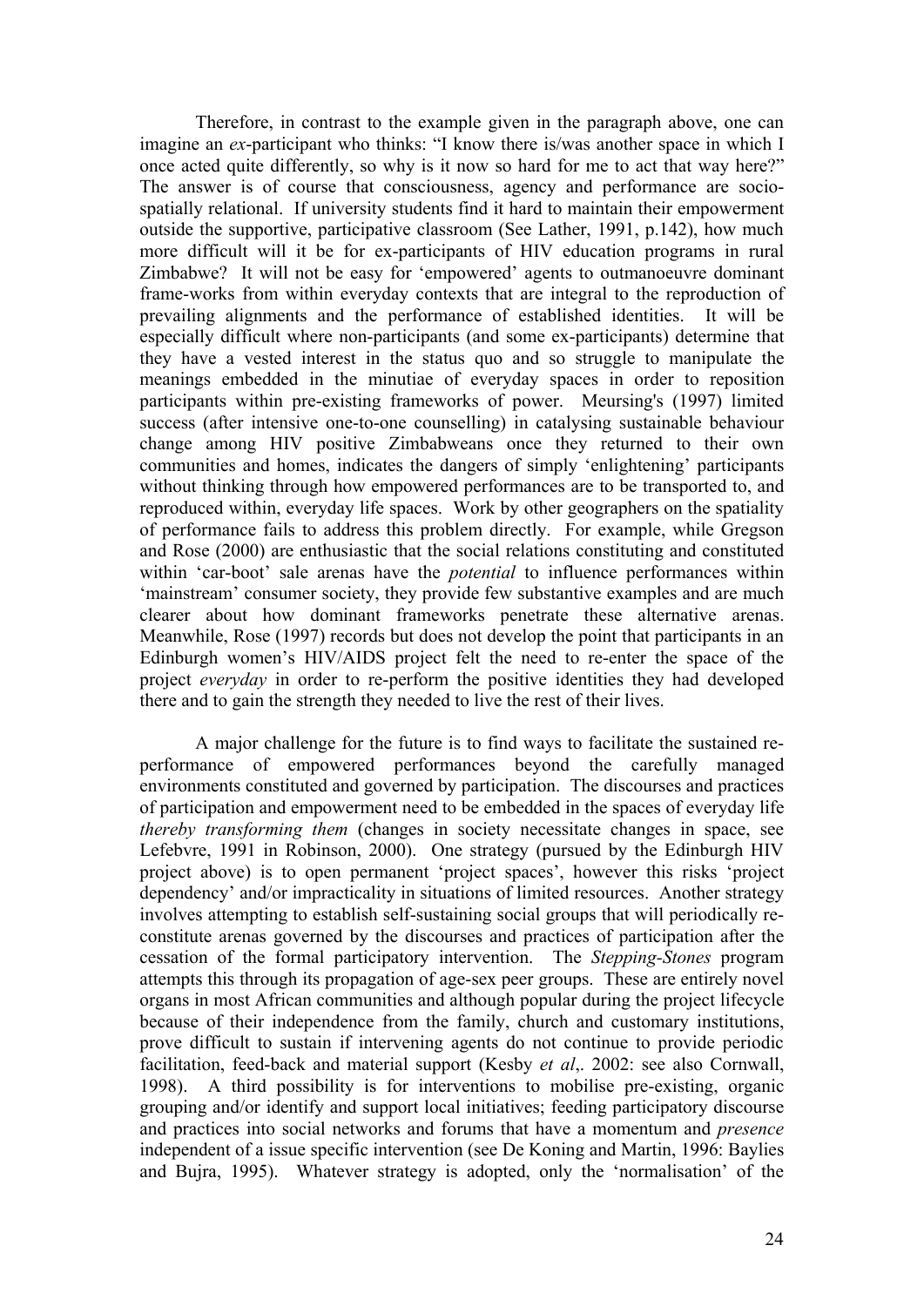Therefore, in contrast to the example given in the paragraph above, one can imagine an *ex*-participant who thinks: "I know there is/was another space in which I once acted quite differently, so why is it now so hard for me to act that way here?" The answer is of course that consciousness, agency and performance are socio-spatially relational. If university students find it hard to maintain their empowerment outside the supportive, participative classroom (See Lather, 1991, p.142), how much more difficult will it be for ex-participants of HIV education programs in rural Zimbabwe? It will not be easy for 'empowered' agents to outmanoeuvre dominant frame-works from within everyday contexts that are integral to the reproduction of prevailing alignments and the performance of established identities. It will be especially difficult where non-participants (and some ex-participants) determine that they have a vested interest in the status quo and so struggle to manipulate the meanings embedded in the minutiae of everyday spaces in order to reposition participants within pre-existing frameworks of power. Meursing's (1997) limited success (after intensive one-to-one counselling) in catalysing sustainable behaviour change among HIV positive Zimbabweans once they returned to their own communities and homes, indicates the dangers of simply 'enlightening' participants without thinking through how empowered performances are to be transported to, and reproduced within, everyday life spaces. Work by other geographers on the spatiality of performance fails to address this problem directly. For example, while Gregson and Rose (2000) are enthusiastic that the social relations constituting and constituted within 'car-boot' sale arenas have the *potential* to influence performances within 'mainstream' consumer society, they provide few substantive examples and are much clearer about how dominant frameworks penetrate these alternative arenas. Meanwhile, Rose (1997) records but does not develop the point that participants in an Edinburgh women's HIV/AIDS project felt the need to re-enter the space of the project *everyday* in order to re-perform the positive identities they had developed there and to gain the strength they needed to live the rest of their lives.

A major challenge for the future is to find ways to facilitate the sustained re-performance of empowered performances beyond the carefully managed environments constituted and governed by participation. The discourses and practices of participation and empowerment need to be embedded in the spaces of everyday life *thereby transforming them* (changes in society necessitate changes in space, see Lefebvre, 1991 in Robinson, 2000). One strategy (pursued by the Edinburgh HIV project above) is to open permanent 'project spaces', however this risks 'project dependency' and/or impracticality in situations of limited resources. Another strategy involves attempting to establish self-sustaining social groups that will periodically re-constitute arenas governed by the discourses and practices of participation after the cessation of the formal participatory intervention. The *Stepping-Stones* program attempts this through its propagation of age-sex peer groups. These are entirely novel organs in most African communities and although popular during the project lifecycle because of their independence from the family, church and customary institutions, prove difficult to sustain if intervening agents do not continue to provide periodic facilitation, feed-back and material support (Kesby *et al*,. 2002: see also Cornwall, 1998). A third possibility is for interventions to mobilise pre-existing, organic grouping and/or identify and support local initiatives; feeding participatory discourse and practices into social networks and forums that have a momentum and *presence* independent of a issue specific intervention (see De Koning and Martin, 1996: Baylies and Bujra, 1995). Whatever strategy is adopted, only the 'normalisation' of the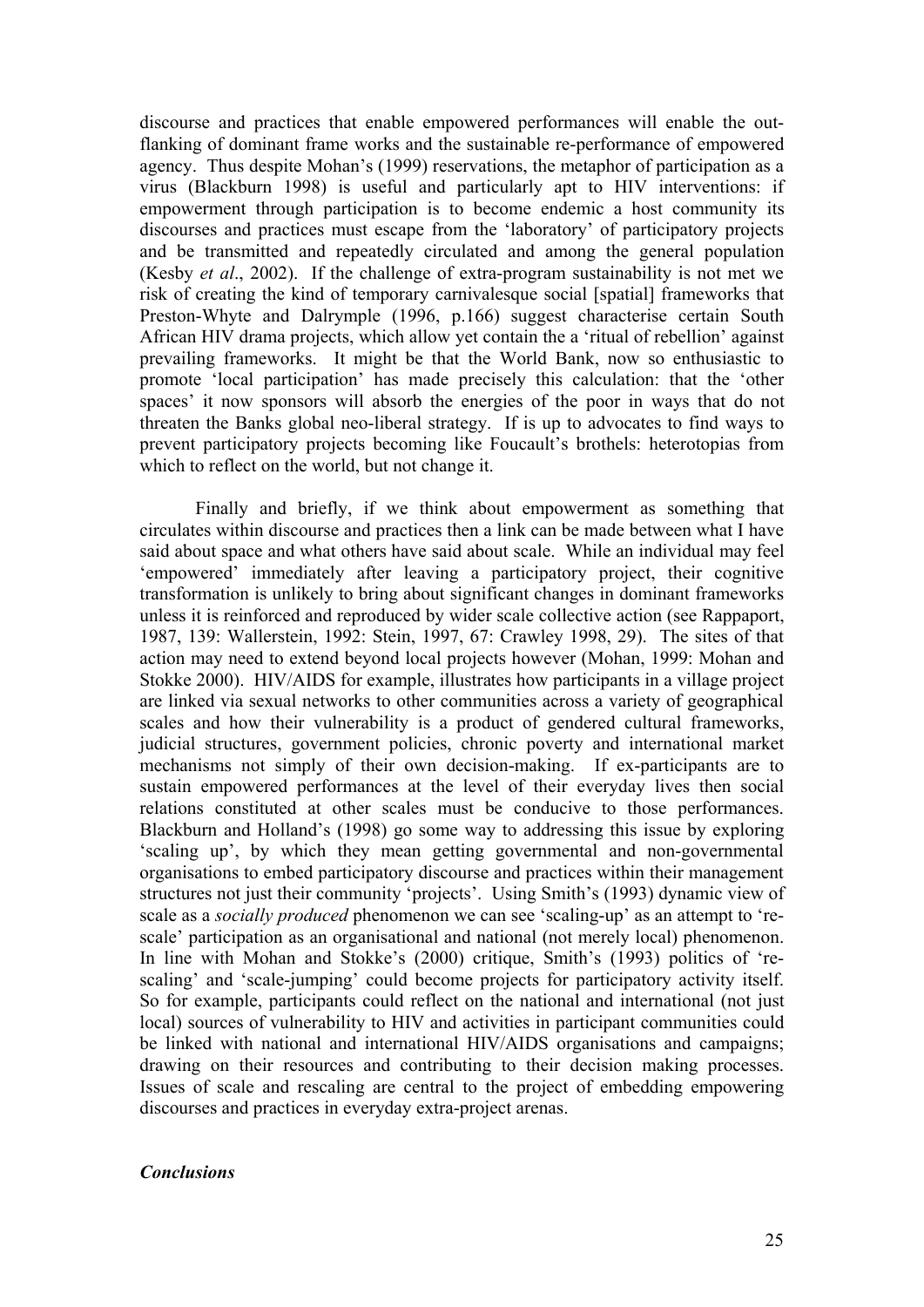discourse and practices that enable empowered performances will enable the out-flanking of dominant frame works and the sustainable re-performance of empowered agency. Thus despite Mohan's (1999) reservations, the metaphor of participation as a virus (Blackburn 1998) is useful and particularly apt to HIV interventions: if empowerment through participation is to become endemic a host community its discourses and practices must escape from the 'laboratory' of participatory projects and be transmitted and repeatedly circulated and among the general population (Kesby *et al*., 2002). If the challenge of extra-program sustainability is not met we risk of creating the kind of temporary carnivalesque social [spatial] frameworks that Preston-Whyte and Dalrymple (1996, p.166) suggest characterise certain South African HIV drama projects, which allow yet contain the a 'ritual of rebellion' against prevailing frameworks. It might be that the World Bank, now so enthusiastic to promote 'local participation' has made precisely this calculation: that the 'other spaces' it now sponsors will absorb the energies of the poor in ways that do not threaten the Banks global neo-liberal strategy. If is up to advocates to find ways to prevent participatory projects becoming like Foucault's brothels: heterotopias from which to reflect on the world, but not change it.

Finally and briefly, if we think about empowerment as something that circulates within discourse and practices then a link can be made between what I have said about space and what others have said about scale. While an individual may feel 'empowered' immediately after leaving a participatory project, their cognitive transformation is unlikely to bring about significant changes in dominant frameworks unless it is reinforced and reproduced by wider scale collective action (see Rappaport, 1987, 139: Wallerstein, 1992: Stein, 1997, 67: Crawley 1998, 29). The sites of that action may need to extend beyond local projects however (Mohan, 1999: Mohan and Stokke 2000). HIV/AIDS for example, illustrates how participants in a village project are linked via sexual networks to other communities across a variety of geographical scales and how their vulnerability is a product of gendered cultural frameworks, judicial structures, government policies, chronic poverty and international market mechanisms not simply of their own decision-making. If ex-participants are to sustain empowered performances at the level of their everyday lives then social relations constituted at other scales must be conducive to those performances. Blackburn and Holland's (1998) go some way to addressing this issue by exploring 'scaling up', by which they mean getting governmental and non-governmental organisations to embed participatory discourse and practices within their management structures not just their community 'projects'. Using Smith's (1993) dynamic view of scale as a *socially produced* phenomenon we can see 'scaling-up' as an attempt to 're-scale' participation as an organisational and national (not merely local) phenomenon. In line with Mohan and Stokke's (2000) critique, Smith's (1993) politics of 're-scaling' and 'scale-jumping' could become projects for participatory activity itself. So for example, participants could reflect on the national and international (not just local) sources of vulnerability to HIV and activities in participant communities could be linked with national and international HIV/AIDS organisations and campaigns; drawing on their resources and contributing to their decision making processes. Issues of scale and rescaling are central to the project of embedding empowering discourses and practices in everyday extra-project arenas.

### ***Conclusions***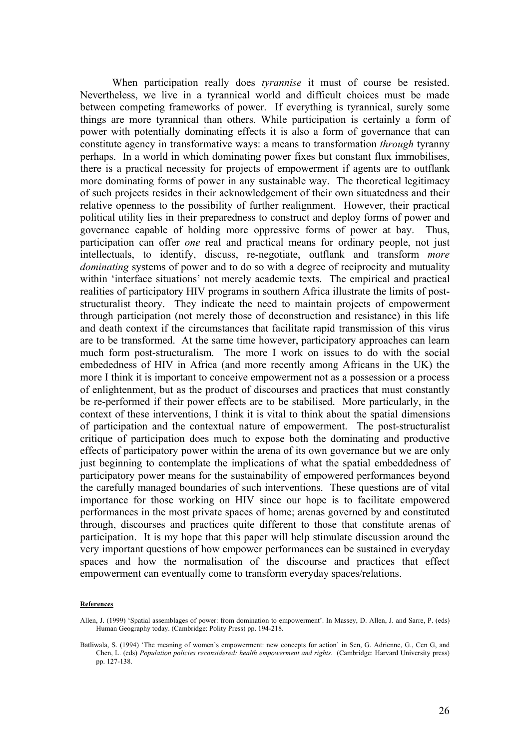When participation really does *tyrannise* it must of course be resisted. Nevertheless, we live in a tyrannical world and difficult choices must be made between competing frameworks of power. If everything is tyrannical, surely some things are more tyrannical than others. While participation is certainly a form of power with potentially dominating effects it is also a form of governance that can constitute agency in transformative ways: a means to transformation *through* tyranny perhaps. In a world in which dominating power fixes but constant flux immobilises, there is a practical necessity for projects of empowerment if agents are to outflank more dominating forms of power in any sustainable way. The theoretical legitimacy of such projects resides in their acknowledgement of their own situatedness and their relative openness to the possibility of further realignment. However, their practical political utility lies in their preparedness to construct and deploy forms of power and governance capable of holding more oppressive forms of power at bay. Thus, participation can offer *one* real and practical means for ordinary people, not just intellectuals, to identify, discuss, re-negotiate, outflank and transform *more dominating* systems of power and to do so with a degree of reciprocity and mutuality within 'interface situations' not merely academic texts. The empirical and practical realities of participatory HIV programs in southern Africa illustrate the limits of post-structuralist theory. They indicate the need to maintain projects of empowerment through participation (not merely those of deconstruction and resistance) in this life and death context if the circumstances that facilitate rapid transmission of this virus are to be transformed. At the same time however, participatory approaches can learn much form post-structuralism. The more I work on issues to do with the social embededness of HIV in Africa (and more recently among Africans in the UK) the more I think it is important to conceive empowerment not as a possession or a process of enlightenment, but as the product of discourses and practices that must constantly be re-performed if their power effects are to be stabilised. More particularly, in the context of these interventions, I think it is vital to think about the spatial dimensions of participation and the contextual nature of empowerment. The post-structuralist critique of participation does much to expose both the dominating and productive effects of participatory power within the arena of its own governance but we are only just beginning to contemplate the implications of what the spatial embeddedness of participatory power means for the sustainability of empowered performances beyond the carefully managed boundaries of such interventions. These questions are of vital importance for those working on HIV since our hope is to facilitate empowered performances in the most private spaces of home; arenas governed by and constituted through, discourses and practices quite different to those that constitute arenas of participation. It is my hope that this paper will help stimulate discussion around the very important questions of how empower performances can be sustained in everyday spaces and how the normalisation of the discourse and practices that effect empowerment can eventually come to transform everyday spaces/relations.

**References**

Allen, J. (1999) 'Spatial assemblages of power: from domination to empowerment'. In Massey, D. Allen, J. and Sarre, P. (eds) Human Geography today. (Cambridge: Polity Press) pp. 194-218.

Batliwala, S. (1994) 'The meaning of women's empowerment: new concepts for action' in Sen, G. Adrienne, G., Cen G, and Chen, L. (eds) *Population policies reconsidered: health empowerment and rights.* (Cambridge: Harvard University press) pp. 127-138.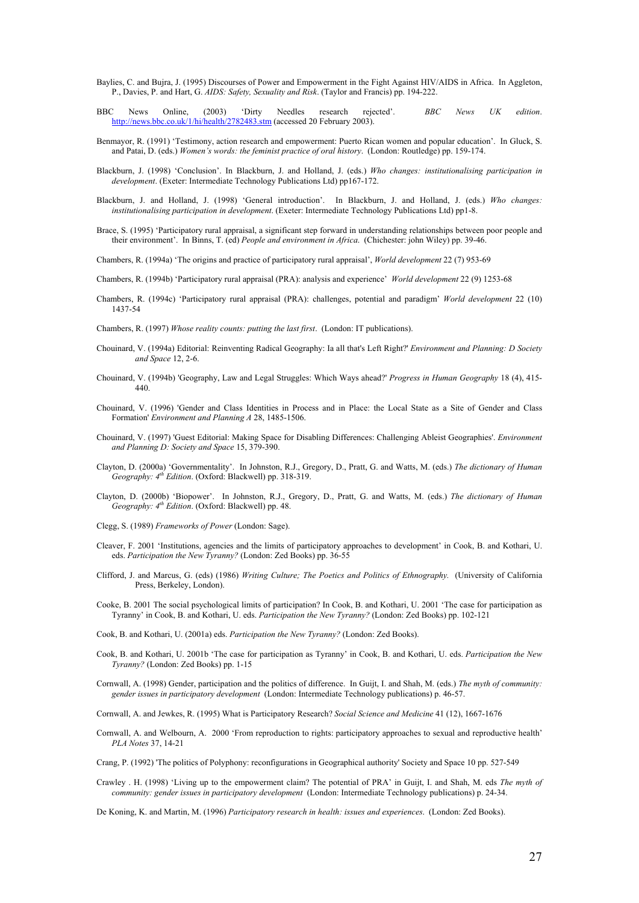Baylies, C. and Bujra, J. (1995) Discourses of Power and Empowerment in the Fight Against HIV/AIDS in Africa. In Aggleton, P., Davies, P. and Hart, G. *AIDS: Safety, Sexuality and Risk*. (Taylor and Francis) pp. 194-222.

BBC News Online, (2003) 'Dirty Needles research rejected'. *BBC News UK edition*. http://news.bbc.co.uk/1/hi/health/2782483.stm (accessed 20 February 2003).

Benmayor, R. (1991) 'Testimony, action research and empowerment: Puerto Rican women and popular education'. In Gluck, S. and Patai, D. (eds.) *Women's words: the feminist practice of oral history*. (London: Routledge) pp. 159-174.

Blackburn, J. (1998) 'Conclusion'. In Blackburn, J. and Holland, J. (eds.) *Who changes: institutionalising participation in development*. (Exeter: Intermediate Technology Publications Ltd) pp167-172.

Blackburn, J. and Holland, J. (1998) 'General introduction'. In Blackburn, J. and Holland, J. (eds.) *Who changes: institutionalising participation in development*. (Exeter: Intermediate Technology Publications Ltd) pp1-8.

Brace, S. (1995) 'Participatory rural appraisal, a significant step forward in understanding relationships between poor people and their environment'. In Binns, T. (ed) *People and environment in Africa.* (Chichester: john Wiley) pp. 39-46.

Chambers, R. (1994a) 'The origins and practice of participatory rural appraisal', *World development* 22 (7) 953-69

Chambers, R. (1994b) 'Participatory rural appraisal (PRA): analysis and experience' *World development* 22 (9) 1253-68

Chambers, R. (1994c) 'Participatory rural appraisal (PRA): challenges, potential and paradigm' *World development* 22 (10) 1437-54

Chambers, R. (1997) *Whose reality counts: putting the last first*. (London: IT publications).

Chouinard, V. (1994a) Editorial: Reinventing Radical Geography: Ia all that's Left Right?' *Environment and Planning: D Society and Space* 12, 2-6.

Chouinard, V. (1994b) 'Geography, Law and Legal Struggles: Which Ways ahead?' *Progress in Human Geography* 18 (4), 415-440.

Chouinard, V. (1996) 'Gender and Class Identities in Process and in Place: the Local State as a Site of Gender and Class Formation' *Environment and Planning A* 28, 1485-1506.

Chouinard, V. (1997) 'Guest Editorial: Making Space for Disabling Differences: Challenging Ableist Geographies'. *Environment and Planning D: Society and Space* 15, 379-390.

Clayton, D. (2000a) 'Governmentality'. In Johnston, R.J., Gregory, D., Pratt, G. and Watts, M. (eds.) *The dictionary of Human Geography: 4th Edition*. (Oxford: Blackwell) pp. 318-319.

Clayton, D. (2000b) 'Biopower'. In Johnston, R.J., Gregory, D., Pratt, G. and Watts, M. (eds.) *The dictionary of Human Geography: 4th Edition*. (Oxford: Blackwell) pp. 48.

Clegg, S. (1989) *Frameworks of Power* (London: Sage).

Cleaver, F. 2001 'Institutions, agencies and the limits of participatory approaches to development' in Cook, B. and Kothari, U. eds. *Participation the New Tyranny?* (London: Zed Books) pp. 36-55

Clifford, J. and Marcus, G. (eds) (1986) *Writing Culture; The Poetics and Politics of Ethnography.* (University of California Press, Berkeley, London).

Cooke, B. 2001 The social psychological limits of participation? In Cook, B. and Kothari, U. 2001 'The case for participation as Tyranny' in Cook, B. and Kothari, U. eds. *Participation the New Tyranny?* (London: Zed Books) pp. 102-121

Cook, B. and Kothari, U. (2001a) eds. *Participation the New Tyranny?* (London: Zed Books).

Cook, B. and Kothari, U. 2001b 'The case for participation as Tyranny' in Cook, B. and Kothari, U. eds. *Participation the New Tyranny?* (London: Zed Books) pp. 1-15

Cornwall, A. (1998) Gender, participation and the politics of difference. In Guijt, I. and Shah, M. (eds.) *The myth of community: gender issues in participatory development* (London: Intermediate Technology publications) p. 46-57.

Cornwall, A. and Jewkes, R. (1995) What is Participatory Research? *Social Science and Medicine* 41 (12), 1667-1676

Cornwall, A. and Welbourn, A. 2000 'From reproduction to rights: participatory approaches to sexual and reproductive health' *PLA Notes* 37, 14-21

Crang, P. (1992) 'The politics of Polyphony: reconfigurations in Geographical authority' Society and Space 10 pp. 527-549

Crawley . H. (1998) 'Living up to the empowerment claim? The potential of PRA' in Guijt, I. and Shah, M. eds *The myth of community: gender issues in participatory development* (London: Intermediate Technology publications) p. 24-34.

De Koning, K. and Martin, M. (1996) *Participatory research in health: issues and experiences*. (London: Zed Books).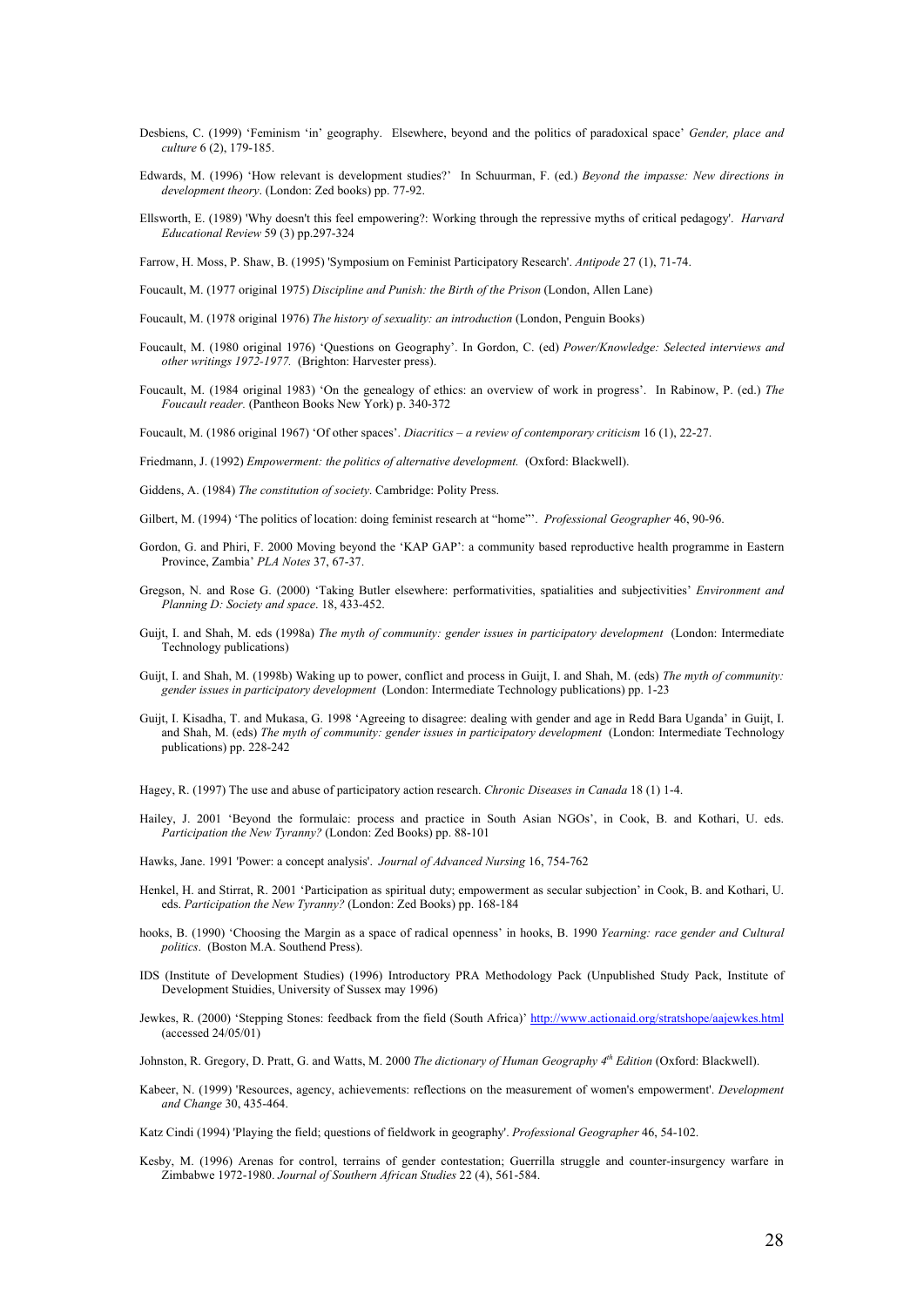Desbiens, C. (1999) 'Feminism 'in' geography. Elsewhere, beyond and the politics of paradoxical space' *Gender, place and culture* 6 (2), 179-185.

Edwards, M. (1996) 'How relevant is development studies?' In Schuurman, F. (ed.) *Beyond the impasse: New directions in development theory*. (London: Zed books) pp. 77-92.

Ellsworth, E. (1989) 'Why doesn't this feel empowering?: Working through the repressive myths of critical pedagogy'. *Harvard Educational Review* 59 (3) pp.297-324

Farrow, H. Moss, P. Shaw, B. (1995) 'Symposium on Feminist Participatory Research'. *Antipode* 27 (1), 71-74.

Foucault, M. (1977 original 1975) *Discipline and Punish: the Birth of the Prison* (London, Allen Lane)

Foucault, M. (1978 original 1976) *The history of sexuality: an introduction* (London, Penguin Books)

Foucault, M. (1980 original 1976) 'Questions on Geography'. In Gordon, C. (ed) *Power/Knowledge: Selected interviews and other writings 1972-1977.* (Brighton: Harvester press).

Foucault, M. (1984 original 1983) 'On the genealogy of ethics: an overview of work in progress'. In Rabinow, P. (ed.) *The Foucault reader.* (Pantheon Books New York) p. 340-372

Foucault, M. (1986 original 1967) 'Of other spaces'. *Diacritics – a review of contemporary criticism* 16 (1), 22-27.

Friedmann, J. (1992) *Empowerment: the politics of alternative development.* (Oxford: Blackwell).

Giddens, A. (1984) *The constitution of society*. Cambridge: Polity Press.

Gilbert, M. (1994) 'The politics of location: doing feminist research at "home"'. *Professional Geographer* 46, 90-96.

Gordon, G. and Phiri, F. 2000 Moving beyond the 'KAP GAP': a community based reproductive health programme in Eastern Province, Zambia' *PLA Notes* 37, 67-37.

Gregson, N. and Rose G. (2000) 'Taking Butler elsewhere: performativities, spatialities and subjectivities' *Environment and Planning D: Society and space*. 18, 433-452.

Guijt, I. and Shah, M. eds (1998a) *The myth of community: gender issues in participatory development* (London: Intermediate Technology publications)

Guijt, I. and Shah, M. (1998b) Waking up to power, conflict and process in Guijt, I. and Shah, M. (eds) *The myth of community: gender issues in participatory development* (London: Intermediate Technology publications) pp. 1-23

Guijt, I. Kisadha, T. and Mukasa, G. 1998 'Agreeing to disagree: dealing with gender and age in Redd Bara Uganda' in Guijt, I. and Shah, M. (eds) *The myth of community: gender issues in participatory development* (London: Intermediate Technology publications) pp. 228-242

Hagey, R. (1997) The use and abuse of participatory action research. *Chronic Diseases in Canada* 18 (1) 1-4.

Hailey, J. 2001 'Beyond the formulaic: process and practice in South Asian NGOs', in Cook, B. and Kothari, U. eds. *Participation the New Tyranny?* (London: Zed Books) pp. 88-101

Hawks, Jane. 1991 'Power: a concept analysis'. *Journal of Advanced Nursing* 16, 754-762

Henkel, H. and Stirrat, R. 2001 'Participation as spiritual duty; empowerment as secular subjection' in Cook, B. and Kothari, U. eds. *Participation the New Tyranny?* (London: Zed Books) pp. 168-184

hooks, B. (1990) 'Choosing the Margin as a space of radical openness' in hooks, B. 1990 *Yearning: race gender and Cultural politics*. (Boston M.A. Southend Press).

IDS (Institute of Development Studies) (1996) Introductory PRA Methodology Pack (Unpublished Study Pack, Institute of Development Stuidies, University of Sussex may 1996)

Jewkes, R. (2000) 'Stepping Stones: feedback from the field (South Africa)' http://www.actionaid.org/stratshope/aajewkes.html (accessed 24/05/01)

Johnston, R. Gregory, D. Pratt, G. and Watts, M. 2000 *The dictionary of Human Geography 4th Edition* (Oxford: Blackwell).

Kabeer, N. (1999) 'Resources, agency, achievements: reflections on the measurement of women's empowerment'. *Development and Change* 30, 435-464.

Katz Cindi (1994) 'Playing the field; questions of fieldwork in geography'. *Professional Geographer* 46, 54-102.

Kesby, M. (1996) Arenas for control, terrains of gender contestation; Guerrilla struggle and counter-insurgency warfare in Zimbabwe 1972-1980. *Journal of Southern African Studies* 22 (4), 561-584.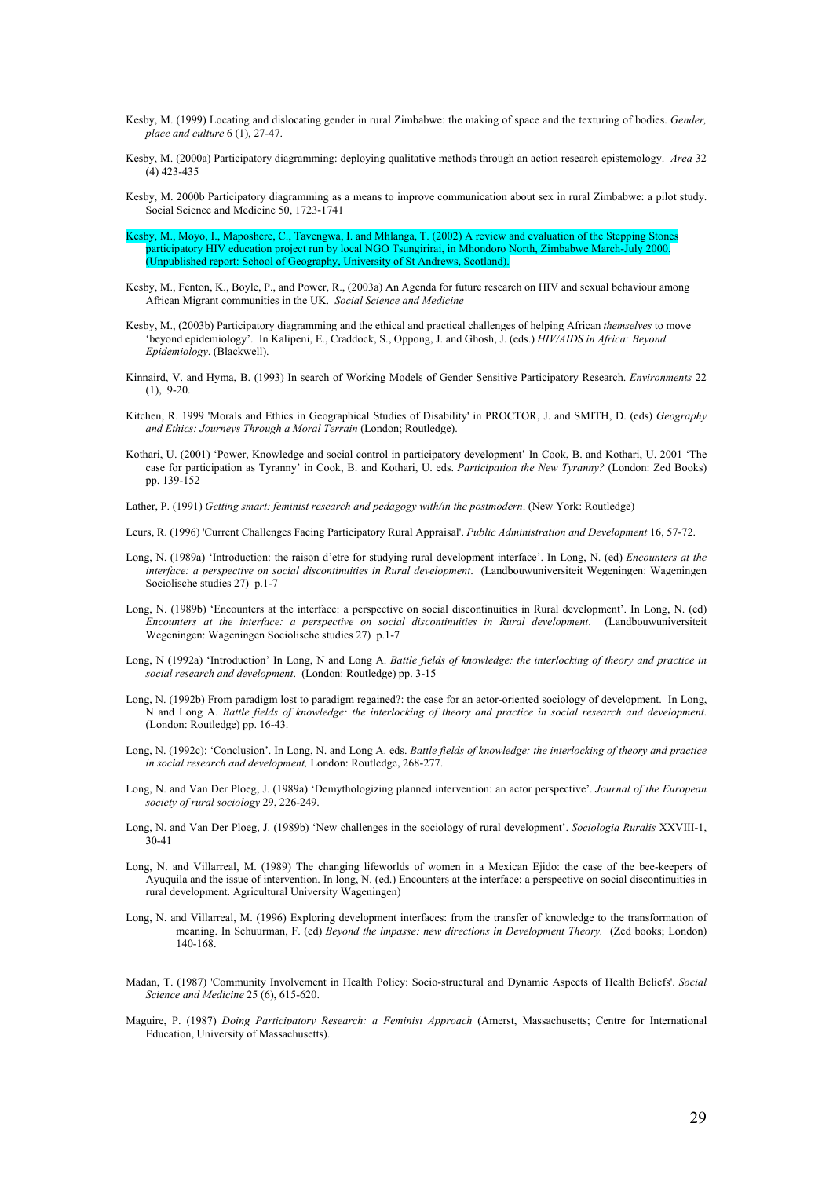Kesby, M. (1999) Locating and dislocating gender in rural Zimbabwe: the making of space and the texturing of bodies. *Gender, place and culture* 6 (1), 27-47.

Kesby, M. (2000a) Participatory diagramming: deploying qualitative methods through an action research epistemology. *Area* 32 (4) 423-435

Kesby, M. 2000b Participatory diagramming as a means to improve communication about sex in rural Zimbabwe: a pilot study. Social Science and Medicine 50, 1723-1741

Kesby, M., Moyo, I., Maposhere, C., Tavengwa, I. and Mhlanga, T. (2002) A review and evaluation of the Stepping Stones participatory HIV education project run by local NGO Tsungirirai, in Mhondoro North, Zimbabwe March-July 2000. (Unpublished report: School of Geography, University of St Andrews, Scotland).

Kesby, M., Fenton, K., Boyle, P., and Power, R., (2003a) An Agenda for future research on HIV and sexual behaviour among African Migrant communities in the UK. *Social Science and Medicine*

Kesby, M., (2003b) Participatory diagramming and the ethical and practical challenges of helping African *themselves* to move 'beyond epidemiology'. In Kalipeni, E., Craddock, S., Oppong, J. and Ghosh, J. (eds.) *HIV/AIDS in Africa: Beyond Epidemiology*. (Blackwell).

Kinnaird, V. and Hyma, B. (1993) In search of Working Models of Gender Sensitive Participatory Research. *Environments* 22 (1), 9-20.

Kitchen, R. 1999 'Morals and Ethics in Geographical Studies of Disability' in PROCTOR, J. and SMITH, D. (eds) *Geography and Ethics: Journeys Through a Moral Terrain* (London; Routledge).

Kothari, U. (2001) 'Power, Knowledge and social control in participatory development' In Cook, B. and Kothari, U. 2001 'The case for participation as Tyranny' in Cook, B. and Kothari, U. eds. *Participation the New Tyranny?* (London: Zed Books) pp. 139-152

Lather, P. (1991) *Getting smart: feminist research and pedagogy with/in the postmodern*. (New York: Routledge)

Leurs, R. (1996) 'Current Challenges Facing Participatory Rural Appraisal'. *Public Administration and Development* 16, 57-72.

Long, N. (1989a) 'Introduction: the raison d'etre for studying rural development interface'. In Long, N. (ed) *Encounters at the interface: a perspective on social discontinuities in Rural development*. (Landbouwuniversiteit Wegeningen: Wageningen Sociolische studies 27) p.1-7

Long, N. (1989b) 'Encounters at the interface: a perspective on social discontinuities in Rural development'. In Long, N. (ed) *Encounters at the interface: a perspective on social discontinuities in Rural development*. (Landbouwuniversiteit Wegeningen: Wageningen Sociolische studies 27) p.1-7

Long, N (1992a) 'Introduction' In Long, N and Long A. *Battle fields of knowledge: the interlocking of theory and practice in social research and development*. (London: Routledge) pp. 3-15

Long, N. (1992b) From paradigm lost to paradigm regained?: the case for an actor-oriented sociology of development. In Long, N and Long A. *Battle fields of knowledge: the interlocking of theory and practice in social research and development*. (London: Routledge) pp. 16-43.

Long, N. (1992c): 'Conclusion'. In Long, N. and Long A. eds. *Battle fields of knowledge; the interlocking of theory and practice in social research and development,* London: Routledge, 268-277.

Long, N. and Van Der Ploeg, J. (1989a) 'Demythologizing planned intervention: an actor perspective'. *Journal of the European society of rural sociology* 29, 226-249.

Long, N. and Van Der Ploeg, J. (1989b) 'New challenges in the sociology of rural development'. *Sociologia Ruralis* XXVIII-1, 30-41

Long, N. and Villarreal, M. (1989) The changing lifeworlds of women in a Mexican Ejido: the case of the bee-keepers of Ayuquila and the issue of intervention. In long, N. (ed.) Encounters at the interface: a perspective on social discontinuities in rural development. Agricultural University Wageningen)

Long, N. and Villarreal, M. (1996) Exploring development interfaces: from the transfer of knowledge to the transformation of meaning. In Schuurman, F. (ed) *Beyond the impasse: new directions in Development Theory.* (Zed books; London) 140-168.

Madan, T. (1987) 'Community Involvement in Health Policy: Socio-structural and Dynamic Aspects of Health Beliefs'. *Social Science and Medicine* 25 (6), 615-620.

Maguire, P. (1987) *Doing Participatory Research: a Feminist Approach* (Amerst, Massachusetts; Centre for International Education, University of Massachusetts).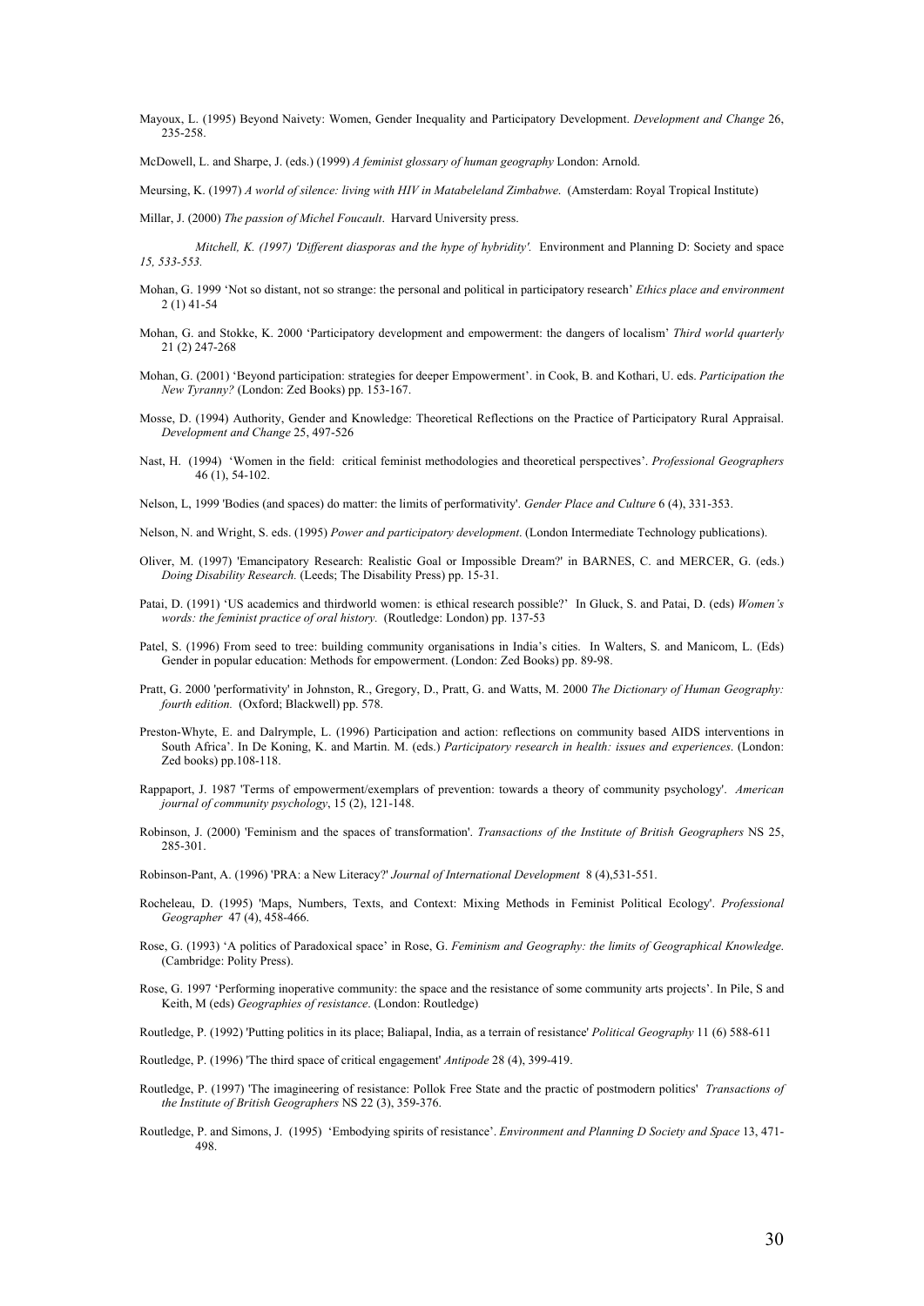Mayoux, L. (1995) Beyond Naivety: Women, Gender Inequality and Participatory Development. *Development and Change* 26, 235-258.

McDowell, L. and Sharpe, J. (eds.) (1999) *A feminist glossary of human geography* London: Arnold.

Meursing, K. (1997) *A world of silence: living with HIV in Matabeleland Zimbabwe*. (Amsterdam: Royal Tropical Institute)

Millar, J. (2000) *The passion of Michel Foucault*. Harvard University press.

*Mitchell, K. (1997) 'Different diasporas and the hype of hybridity'.* Environment and Planning D: Society and space *15, 533-553.*

Mohan, G. 1999 'Not so distant, not so strange: the personal and political in participatory research' *Ethics place and environment* 2 (1) 41-54

Mohan, G. and Stokke, K. 2000 'Participatory development and empowerment: the dangers of localism' *Third world quarterly* 21 (2) 247-268

Mohan, G. (2001) 'Beyond participation: strategies for deeper Empowerment'. in Cook, B. and Kothari, U. eds. *Participation the New Tyranny?* (London: Zed Books) pp. 153-167.

Mosse, D. (1994) Authority, Gender and Knowledge: Theoretical Reflections on the Practice of Participatory Rural Appraisal. *Development and Change* 25, 497-526

Nast, H. (1994) 'Women in the field: critical feminist methodologies and theoretical perspectives'. *Professional Geographers* 46 (1), 54-102.

Nelson, L, 1999 'Bodies (and spaces) do matter: the limits of performativity'. *Gender Place and Culture* 6 (4), 331-353.

Nelson, N. and Wright, S. eds. (1995) *Power and participatory development*. (London Intermediate Technology publications).

Oliver, M. (1997) 'Emancipatory Research: Realistic Goal or Impossible Dream?' in BARNES, C. and MERCER, G. (eds.) *Doing Disability Research.* (Leeds; The Disability Press) pp. 15-31.

Patai, D. (1991) 'US academics and thirdworld women: is ethical research possible?' In Gluck, S. and Patai, D. (eds) *Women's words: the feminist practice of oral history.* (Routledge: London) pp. 137-53

Patel, S. (1996) From seed to tree: building community organisations in India's cities. In Walters, S. and Manicom, L. (Eds) Gender in popular education: Methods for empowerment. (London: Zed Books) pp. 89-98.

Pratt, G. 2000 'performativity' in Johnston, R., Gregory, D., Pratt, G. and Watts, M. 2000 *The Dictionary of Human Geography: fourth edition.* (Oxford; Blackwell) pp. 578.

Preston-Whyte, E. and Dalrymple, L. (1996) Participation and action: reflections on community based AIDS interventions in South Africa'. In De Koning, K. and Martin. M. (eds.) *Participatory research in health: issues and experiences*. (London: Zed books) pp.108-118.

Rappaport, J. 1987 'Terms of empowerment/exemplars of prevention: towards a theory of community psychology'. *American journal of community psychology*, 15 (2), 121-148.

Robinson, J. (2000) 'Feminism and the spaces of transformation'. *Transactions of the Institute of British Geographers* NS 25, 285-301.

Robinson-Pant, A. (1996) 'PRA: a New Literacy?' *Journal of International Development* 8 (4),531-551.

Rocheleau, D. (1995) 'Maps, Numbers, Texts, and Context: Mixing Methods in Feminist Political Ecology'. *Professional Geographer* 47 (4), 458-466.

Rose, G. (1993) 'A politics of Paradoxical space' in Rose, G. *Feminism and Geography: the limits of Geographical Knowledge*. (Cambridge: Polity Press).

Rose, G. 1997 'Performing inoperative community: the space and the resistance of some community arts projects'. In Pile, S and Keith, M (eds) *Geographies of resistance*. (London: Routledge)

Routledge, P. (1992) 'Putting politics in its place; Baliapal, India, as a terrain of resistance' *Political Geography* 11 (6) 588-611

Routledge, P. (1996) 'The third space of critical engagement' *Antipode* 28 (4), 399-419.

Routledge, P. (1997) 'The imagineering of resistance: Pollok Free State and the practic of postmodern politics' *Transactions of the Institute of British Geographers* NS 22 (3), 359-376.

Routledge, P. and Simons, J. (1995) 'Embodying spirits of resistance'. *Environment and Planning D Society and Space* 13, 471-498.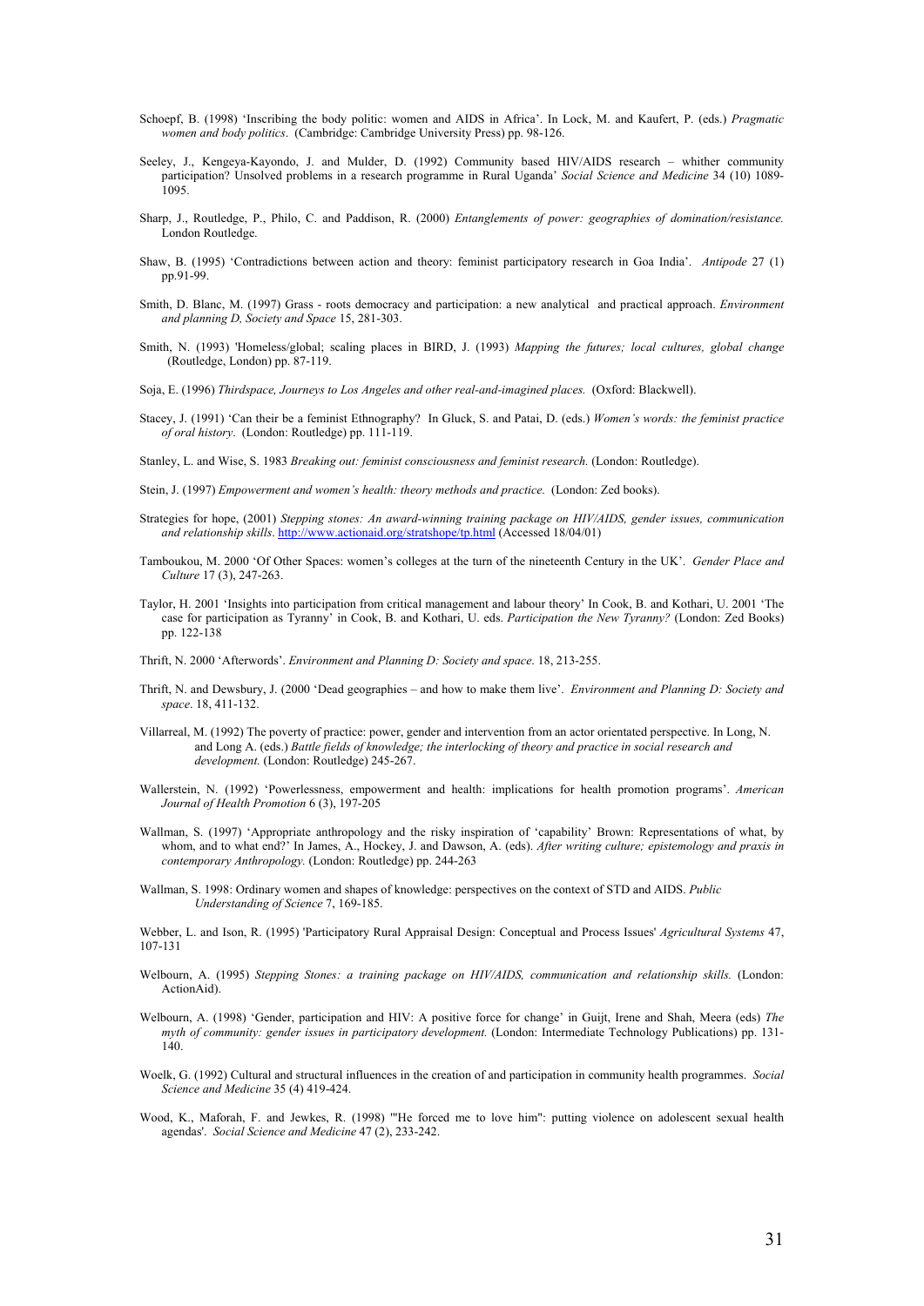Schoepf, B. (1998) 'Inscribing the body politic: women and AIDS in Africa'. In Lock, M. and Kaufert, P. (eds.) *Pragmatic women and body politics*. (Cambridge: Cambridge University Press) pp. 98-126.

Seeley, J., Kengeya-Kayondo, J. and Mulder, D. (1992) Community based HIV/AIDS research – whither community participation? Unsolved problems in a research programme in Rural Uganda' *Social Science and Medicine* 34 (10) 1089-1095.

Sharp, J., Routledge, P., Philo, C. and Paddison, R. (2000) *Entanglements of power: geographies of domination/resistance.* London Routledge.

Shaw, B. (1995) 'Contradictions between action and theory: feminist participatory research in Goa India'. *Antipode* 27 (1) pp.91-99.

Smith, D. Blanc, M. (1997) Grass - roots democracy and participation: a new analytical and practical approach. *Environment and planning D, Society and Space* 15, 281-303.

Smith, N. (1993) 'Homeless/global; scaling places in BIRD, J. (1993) *Mapping the futures; local cultures, global change* (Routledge, London) pp. 87-119.

Soja, E. (1996) *Thirdspace, Journeys to Los Angeles and other real-and-imagined places.* (Oxford: Blackwell).

Stacey, J. (1991) 'Can their be a feminist Ethnography? In Gluck, S. and Patai, D. (eds.) *Women's words: the feminist practice of oral history*. (London: Routledge) pp. 111-119.

Stanley, L. and Wise, S. 1983 *Breaking out: feminist consciousness and feminist research.* (London: Routledge).

Stein, J. (1997) *Empowerment and women's health: theory methods and practice.* (London: Zed books).

Strategies for hope, (2001) *Stepping stones: An award-winning training package on HIV/AIDS, gender issues, communication and relationship skills*. http://www.actionaid.org/stratshope/tp.html (Accessed 18/04/01)

Tamboukou, M. 2000 'Of Other Spaces: women's colleges at the turn of the nineteenth Century in the UK'. *Gender Place and Culture* 17 (3), 247-263.

Taylor, H. 2001 'Insights into participation from critical management and labour theory' In Cook, B. and Kothari, U. 2001 'The case for participation as Tyranny' in Cook, B. and Kothari, U. eds. *Participation the New Tyranny?* (London: Zed Books) pp. 122-138

Thrift, N. 2000 'Afterwords'. *Environment and Planning D: Society and space*. 18, 213-255.

Thrift, N. and Dewsbury, J. (2000 'Dead geographies – and how to make them live'. *Environment and Planning D: Society and space*. 18, 411-132.

Villarreal, M. (1992) The poverty of practice: power, gender and intervention from an actor orientated perspective. In Long, N. and Long A. (eds.) *Battle fields of knowledge; the interlocking of theory and practice in social research and development.* (London: Routledge) 245-267.

Wallerstein, N. (1992) 'Powerlessness, empowerment and health: implications for health promotion programs'. *American Journal of Health Promotion* 6 (3), 197-205

Wallman, S. (1997) 'Appropriate anthropology and the risky inspiration of 'capability' Brown: Representations of what, by whom, and to what end?' In James, A., Hockey, J. and Dawson, A. (eds). *After writing culture; epistemology and praxis in contemporary Anthropology.* (London: Routledge) pp. 244-263

Wallman, S. 1998: Ordinary women and shapes of knowledge: perspectives on the context of STD and AIDS. *Public Understanding of Science* 7, 169-185.

Webber, L. and Ison, R. (1995) 'Participatory Rural Appraisal Design: Conceptual and Process Issues' *Agricultural Systems* 47, 107-131

Welbourn, A. (1995) *Stepping Stones: a training package on HIV/AIDS, communication and relationship skills.* (London: ActionAid).

Welbourn, A. (1998) 'Gender, participation and HIV: A positive force for change' in Guijt, Irene and Shah, Meera (eds) *The myth of community: gender issues in participatory development.* (London: Intermediate Technology Publications) pp. 131-140.

Woelk, G. (1992) Cultural and structural influences in the creation of and participation in community health programmes. *Social Science and Medicine* 35 (4) 419-424.

Wood, K., Maforah, F. and Jewkes, R. (1998) '"He forced me to love him": putting violence on adolescent sexual health agendas'. *Social Science and Medicine* 47 (2), 233-242.